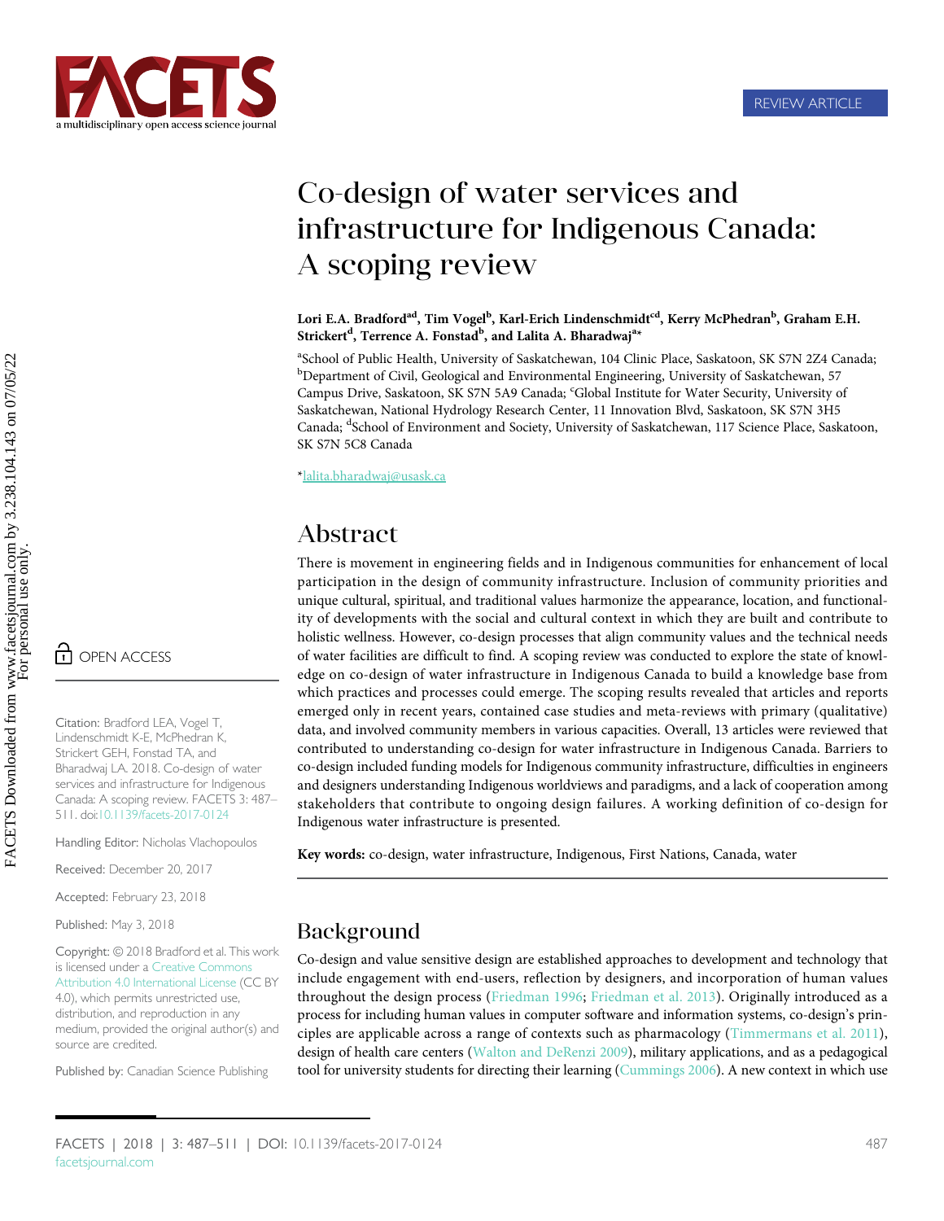REVIEW ARTICLE

# Co-design of water services and infrastructure for Indigenous Canada: A scoping review

**Lori E.A. Bradford[ad], Tim Vogel[b], Karl-Erich Lindenschmidt[cd], Kerry McPhedran[b], Graham E.H. Strickert[d], Terrence A. Fonstad[b], and Lalita A. Bharadwaj[a*]**

[a]School of Public Health, University of Saskatchewan, 104 Clinic Place, Saskatoon, SK S7N 2Z4 Canada; [b]Department of Civil, Geological and Environmental Engineering, University of Saskatchewan, 57 Campus Drive, Saskatoon, SK S7N 5A9 Canada; [c]Global Institute for Water Security, University of Saskatchewan, National Hydrology Research Center, 11 Innovation Blvd, Saskatoon, SK S7N 3H5 Canada; [d]School of Environment and Society, University of Saskatchewan, 117 Science Place, Saskatoon, SK S7N 5C8 Canada

*lalita.bharadwaj@usask.ca

OPEN ACCESS

Citation: Bradford LEA, Vogel T, Lindenschmidt K-E, McPhedran K, Strickert GEH, Fonstad TA, and Bharadwaj LA. 2018. Co-design of water services and infrastructure for Indigenous Canada: A scoping review. FACETS 3: 487–511. doi:10.1139/facets-2017-0124

Handling Editor: Nicholas Vlachopoulos

Received: December 20, 2017

Accepted: February 23, 2018

Published: May 3, 2018

Copyright: © 2018 Bradford et al. This work is licensed under a Creative Commons Attribution 4.0 International License (CC BY 4.0), which permits unrestricted use, distribution, and reproduction in any medium, provided the original author(s) and source are credited.

Published by: Canadian Science Publishing

## Abstract

There is movement in engineering fields and in Indigenous communities for enhancement of local participation in the design of community infrastructure. Inclusion of community priorities and unique cultural, spiritual, and traditional values harmonize the appearance, location, and functionality of developments with the social and cultural context in which they are built and contribute to holistic wellness. However, co-design processes that align community values and the technical needs of water facilities are difficult to find. A scoping review was conducted to explore the state of knowledge on co-design of water infrastructure in Indigenous Canada to build a knowledge base from which practices and processes could emerge. The scoping results revealed that articles and reports emerged only in recent years, contained case studies and meta-reviews with primary (qualitative) data, and involved community members in various capacities. Overall, 13 articles were reviewed that contributed to understanding co-design for water infrastructure in Indigenous Canada. Barriers to co-design included funding models for Indigenous community infrastructure, difficulties in engineers and designers understanding Indigenous worldviews and paradigms, and a lack of cooperation among stakeholders that contribute to ongoing design failures. A working definition of co-design for Indigenous water infrastructure is presented.

**Key words:** co-design, water infrastructure, Indigenous, First Nations, Canada, water

## Background

Co-design and value sensitive design are established approaches to development and technology that include engagement with end-users, reflection by designers, and incorporation of human values throughout the design process (Friedman 1996; Friedman et al. 2013). Originally introduced as a process for including human values in computer software and information systems, co-design's principles are applicable across a range of contexts such as pharmacology (Timmermans et al. 2011), design of health care centers (Walton and DeRenzi 2009), military applications, and as a pedagogical tool for university students for directing their learning (Cummings 2006). A new context in which use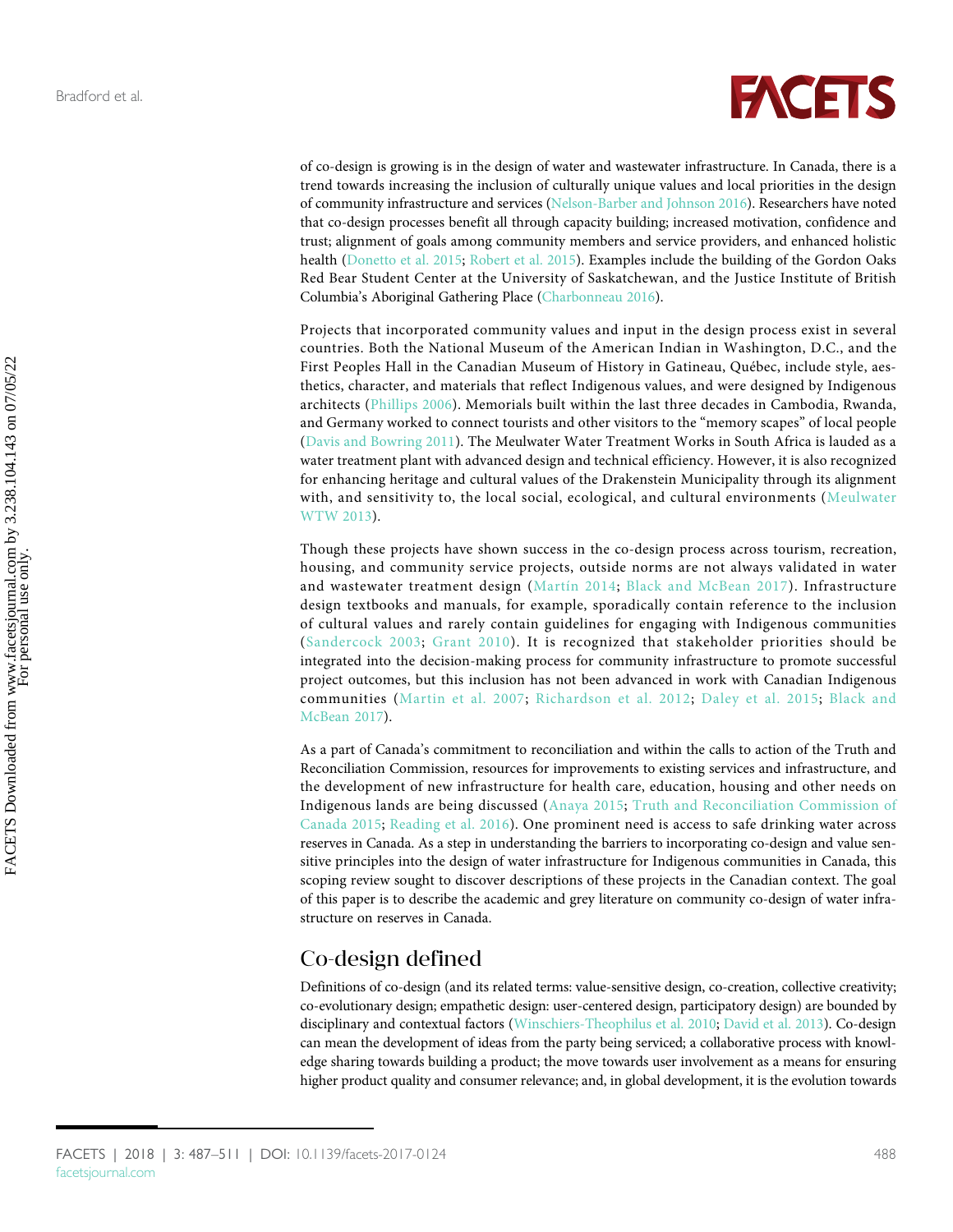of co-design is growing is in the design of water and wastewater infrastructure. In Canada, there is a trend towards increasing the inclusion of culturally unique values and local priorities in the design of community infrastructure and services (Nelson-Barber and Johnson 2016). Researchers have noted that co-design processes benefit all through capacity building; increased motivation, confidence and trust; alignment of goals among community members and service providers, and enhanced holistic health (Donetto et al. 2015; Robert et al. 2015). Examples include the building of the Gordon Oaks Red Bear Student Center at the University of Saskatchewan, and the Justice Institute of British Columbia's Aboriginal Gathering Place (Charbonneau 2016).

Projects that incorporated community values and input in the design process exist in several countries. Both the National Museum of the American Indian in Washington, D.C., and the First Peoples Hall in the Canadian Museum of History in Gatineau, Québec, include style, aesthetics, character, and materials that reflect Indigenous values, and were designed by Indigenous architects (Phillips 2006). Memorials built within the last three decades in Cambodia, Rwanda, and Germany worked to connect tourists and other visitors to the "memory scapes" of local people (Davis and Bowring 2011). The Meulwater Water Treatment Works in South Africa is lauded as a water treatment plant with advanced design and technical efficiency. However, it is also recognized for enhancing heritage and cultural values of the Drakenstein Municipality through its alignment with, and sensitivity to, the local social, ecological, and cultural environments (Meulwater WTW 2013).

Though these projects have shown success in the co-design process across tourism, recreation, housing, and community service projects, outside norms are not always validated in water and wastewater treatment design (Martín 2014; Black and McBean 2017). Infrastructure design textbooks and manuals, for example, sporadically contain reference to the inclusion of cultural values and rarely contain guidelines for engaging with Indigenous communities (Sandercock 2003; Grant 2010). It is recognized that stakeholder priorities should be integrated into the decision-making process for community infrastructure to promote successful project outcomes, but this inclusion has not been advanced in work with Canadian Indigenous communities (Martin et al. 2007; Richardson et al. 2012; Daley et al. 2015; Black and McBean 2017).

As a part of Canada's commitment to reconciliation and within the calls to action of the Truth and Reconciliation Commission, resources for improvements to existing services and infrastructure, and the development of new infrastructure for health care, education, housing and other needs on Indigenous lands are being discussed (Anaya 2015; Truth and Reconciliation Commission of Canada 2015; Reading et al. 2016). One prominent need is access to safe drinking water across reserves in Canada. As a step in understanding the barriers to incorporating co-design and value sensitive principles into the design of water infrastructure for Indigenous communities in Canada, this scoping review sought to discover descriptions of these projects in the Canadian context. The goal of this paper is to describe the academic and grey literature on community co-design of water infrastructure on reserves in Canada.

## Co-design defined

Definitions of co-design (and its related terms: value-sensitive design, co-creation, collective creativity; co-evolutionary design; empathetic design: user-centered design, participatory design) are bounded by disciplinary and contextual factors (Winschiers-Theophilus et al. 2010; David et al. 2013). Co-design can mean the development of ideas from the party being serviced; a collaborative process with knowledge sharing towards building a product; the move towards user involvement as a means for ensuring higher product quality and consumer relevance; and, in global development, it is the evolution towards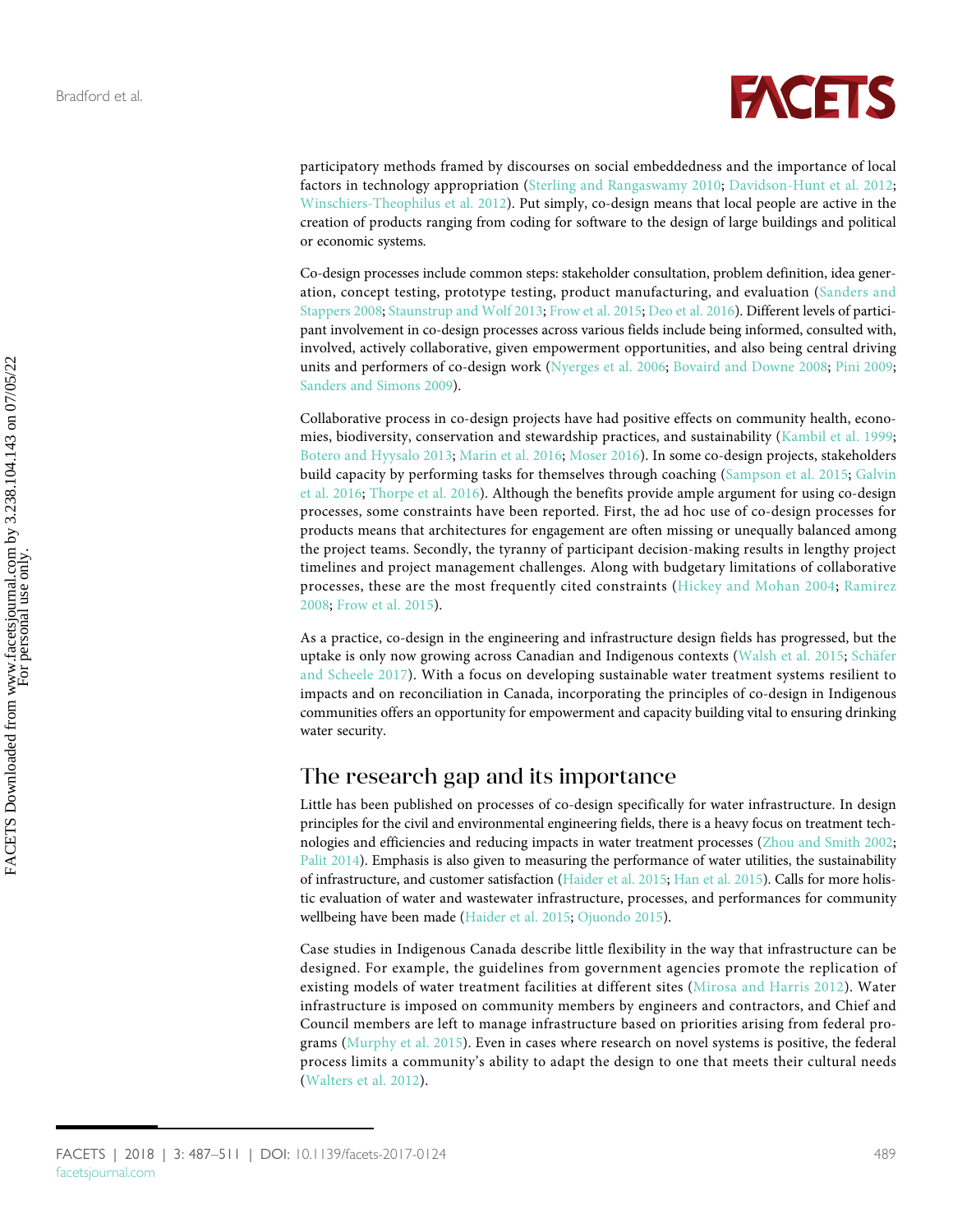participatory methods framed by discourses on social embeddedness and the importance of local factors in technology appropriation (Sterling and Rangaswamy 2010; Davidson-Hunt et al. 2012; Winschiers-Theophilus et al. 2012). Put simply, co-design means that local people are active in the creation of products ranging from coding for software to the design of large buildings and political or economic systems.

Co-design processes include common steps: stakeholder consultation, problem definition, idea generation, concept testing, prototype testing, product manufacturing, and evaluation (Sanders and Stappers 2008; Staunstrup and Wolf 2013; Frow et al. 2015; Deo et al. 2016). Different levels of participant involvement in co-design processes across various fields include being informed, consulted with, involved, actively collaborative, given empowerment opportunities, and also being central driving units and performers of co-design work (Nyerges et al. 2006; Bovaird and Downe 2008; Pini 2009; Sanders and Simons 2009).

Collaborative process in co-design projects have had positive effects on community health, economies, biodiversity, conservation and stewardship practices, and sustainability (Kambil et al. 1999; Botero and Hyysalo 2013; Marin et al. 2016; Moser 2016). In some co-design projects, stakeholders build capacity by performing tasks for themselves through coaching (Sampson et al. 2015; Galvin et al. 2016; Thorpe et al. 2016). Although the benefits provide ample argument for using co-design processes, some constraints have been reported. First, the ad hoc use of co-design processes for products means that architectures for engagement are often missing or unequally balanced among the project teams. Secondly, the tyranny of participant decision-making results in lengthy project timelines and project management challenges. Along with budgetary limitations of collaborative processes, these are the most frequently cited constraints (Hickey and Mohan 2004; Ramirez 2008; Frow et al. 2015).

As a practice, co-design in the engineering and infrastructure design fields has progressed, but the uptake is only now growing across Canadian and Indigenous contexts (Walsh et al. 2015; Schäfer and Scheele 2017). With a focus on developing sustainable water treatment systems resilient to impacts and on reconciliation in Canada, incorporating the principles of co-design in Indigenous communities offers an opportunity for empowerment and capacity building vital to ensuring drinking water security.

## The research gap and its importance

Little has been published on processes of co-design specifically for water infrastructure. In design principles for the civil and environmental engineering fields, there is a heavy focus on treatment technologies and efficiencies and reducing impacts in water treatment processes (Zhou and Smith 2002; Palit 2014). Emphasis is also given to measuring the performance of water utilities, the sustainability of infrastructure, and customer satisfaction (Haider et al. 2015; Han et al. 2015). Calls for more holistic evaluation of water and wastewater infrastructure, processes, and performances for community wellbeing have been made (Haider et al. 2015; Ojuondo 2015).

Case studies in Indigenous Canada describe little flexibility in the way that infrastructure can be designed. For example, the guidelines from government agencies promote the replication of existing models of water treatment facilities at different sites (Mirosa and Harris 2012). Water infrastructure is imposed on community members by engineers and contractors, and Chief and Council members are left to manage infrastructure based on priorities arising from federal programs (Murphy et al. 2015). Even in cases where research on novel systems is positive, the federal process limits a community's ability to adapt the design to one that meets their cultural needs (Walters et al. 2012).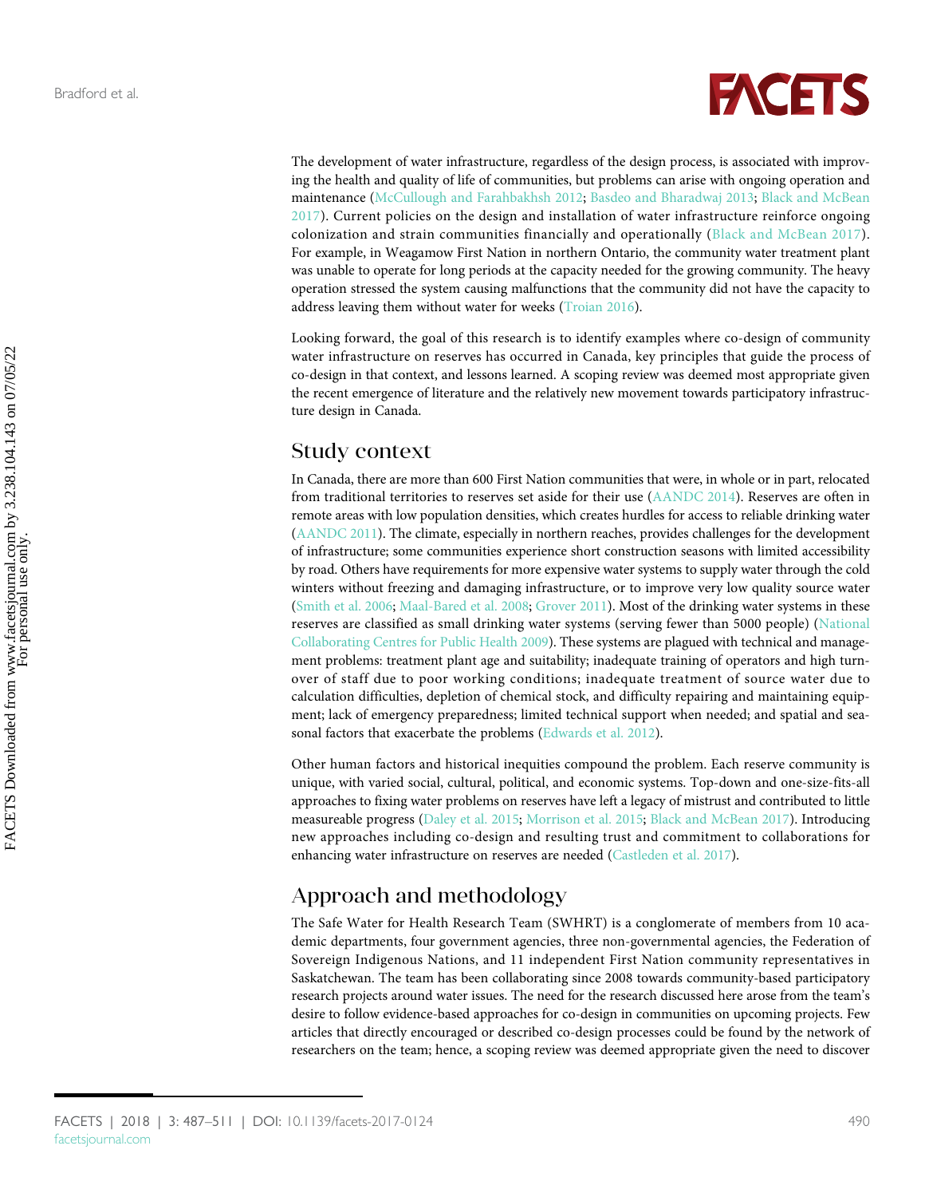The development of water infrastructure, regardless of the design process, is associated with improving the health and quality of life of communities, but problems can arise with ongoing operation and maintenance (McCullough and Farahbakhsh 2012; Basdeo and Bharadwaj 2013; Black and McBean 2017). Current policies on the design and installation of water infrastructure reinforce ongoing colonization and strain communities financially and operationally (Black and McBean 2017). For example, in Weagamow First Nation in northern Ontario, the community water treatment plant was unable to operate for long periods at the capacity needed for the growing community. The heavy operation stressed the system causing malfunctions that the community did not have the capacity to address leaving them without water for weeks (Troian 2016).

Looking forward, the goal of this research is to identify examples where co-design of community water infrastructure on reserves has occurred in Canada, key principles that guide the process of co-design in that context, and lessons learned. A scoping review was deemed most appropriate given the recent emergence of literature and the relatively new movement towards participatory infrastructure design in Canada.

## Study context

In Canada, there are more than 600 First Nation communities that were, in whole or in part, relocated from traditional territories to reserves set aside for their use (AANDC 2014). Reserves are often in remote areas with low population densities, which creates hurdles for access to reliable drinking water (AANDC 2011). The climate, especially in northern reaches, provides challenges for the development of infrastructure; some communities experience short construction seasons with limited accessibility by road. Others have requirements for more expensive water systems to supply water through the cold winters without freezing and damaging infrastructure, or to improve very low quality source water (Smith et al. 2006; Maal-Bared et al. 2008; Grover 2011). Most of the drinking water systems in these reserves are classified as small drinking water systems (serving fewer than 5000 people) (National Collaborating Centres for Public Health 2009). These systems are plagued with technical and management problems: treatment plant age and suitability; inadequate training of operators and high turnover of staff due to poor working conditions; inadequate treatment of source water due to calculation difficulties, depletion of chemical stock, and difficulty repairing and maintaining equipment; lack of emergency preparedness; limited technical support when needed; and spatial and seasonal factors that exacerbate the problems (Edwards et al. 2012).

Other human factors and historical inequities compound the problem. Each reserve community is unique, with varied social, cultural, political, and economic systems. Top-down and one-size-fits-all approaches to fixing water problems on reserves have left a legacy of mistrust and contributed to little measureable progress (Daley et al. 2015; Morrison et al. 2015; Black and McBean 2017). Introducing new approaches including co-design and resulting trust and commitment to collaborations for enhancing water infrastructure on reserves are needed (Castleden et al. 2017).

## Approach and methodology

The Safe Water for Health Research Team (SWHRT) is a conglomerate of members from 10 academic departments, four government agencies, three non-governmental agencies, the Federation of Sovereign Indigenous Nations, and 11 independent First Nation community representatives in Saskatchewan. The team has been collaborating since 2008 towards community-based participatory research projects around water issues. The need for the research discussed here arose from the team's desire to follow evidence-based approaches for co-design in communities on upcoming projects. Few articles that directly encouraged or described co-design processes could be found by the network of researchers on the team; hence, a scoping review was deemed appropriate given the need to discover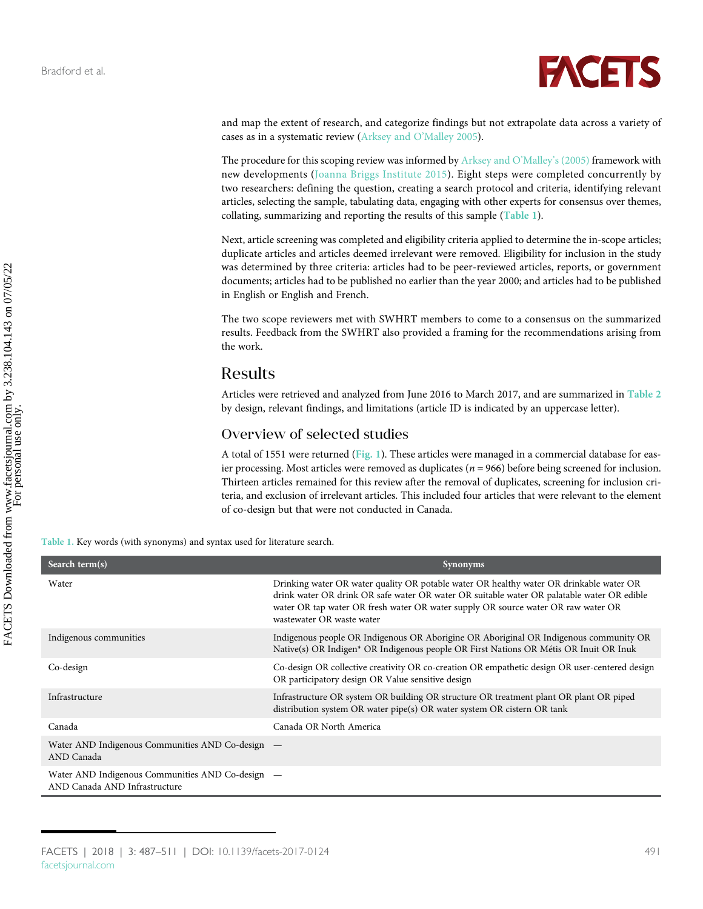and map the extent of research, and categorize findings but not extrapolate data across a variety of cases as in a systematic review (Arksey and O'Malley 2005).

The procedure for this scoping review was informed by Arksey and O'Malley's (2005) framework with new developments (Joanna Briggs Institute 2015). Eight steps were completed concurrently by two researchers: defining the question, creating a search protocol and criteria, identifying relevant articles, selecting the sample, tabulating data, engaging with other experts for consensus over themes, collating, summarizing and reporting the results of this sample (Table 1).

Next, article screening was completed and eligibility criteria applied to determine the in-scope articles; duplicate articles and articles deemed irrelevant were removed. Eligibility for inclusion in the study was determined by three criteria: articles had to be peer-reviewed articles, reports, or government documents; articles had to be published no earlier than the year 2000; and articles had to be published in English or English and French.

The two scope reviewers met with SWHRT members to come to a consensus on the summarized results. Feedback from the SWHRT also provided a framing for the recommendations arising from the work.

## Results

Articles were retrieved and analyzed from June 2016 to March 2017, and are summarized in Table 2 by design, relevant findings, and limitations (article ID is indicated by an uppercase letter).

### Overview of selected studies

A total of 1551 were returned (Fig. 1). These articles were managed in a commercial database for easier processing. Most articles were removed as duplicates ($n = 966$) before being screened for inclusion. Thirteen articles remained for this review after the removal of duplicates, screening for inclusion criteria, and exclusion of irrelevant articles. This included four articles that were relevant to the element of co-design but that were not conducted in Canada.

Table 1. Key words (with synonyms) and syntax used for literature search.

| Search term(s) | Synonyms |
|---|---|
| Water | Drinking water OR water quality OR potable water OR healthy water OR drinkable water OR drink water OR drink OR safe water OR water OR suitable water OR palatable water OR edible water OR tap water OR fresh water OR water supply OR source water OR raw water OR wastewater OR waste water |
| Indigenous communities | Indigenous people OR Indigenous OR Aborigine OR Aboriginal OR Indigenous community OR Native(s) OR Indigen* OR Indigenous people OR First Nations OR Métis OR Inuit OR Inuk |
| Co-design | Co-design OR collective creativity OR co-creation OR empathetic design OR user-centered design OR participatory design OR Value sensitive design |
| Infrastructure | Infrastructure OR system OR building OR structure OR treatment plant OR plant OR piped distribution system OR water pipe(s) OR water system OR cistern OR tank |
| Canada | Canada OR North America |
| Water AND Indigenous Communities AND Co-design AND Canada | — |
| Water AND Indigenous Communities AND Co-design AND Canada AND Infrastructure | — |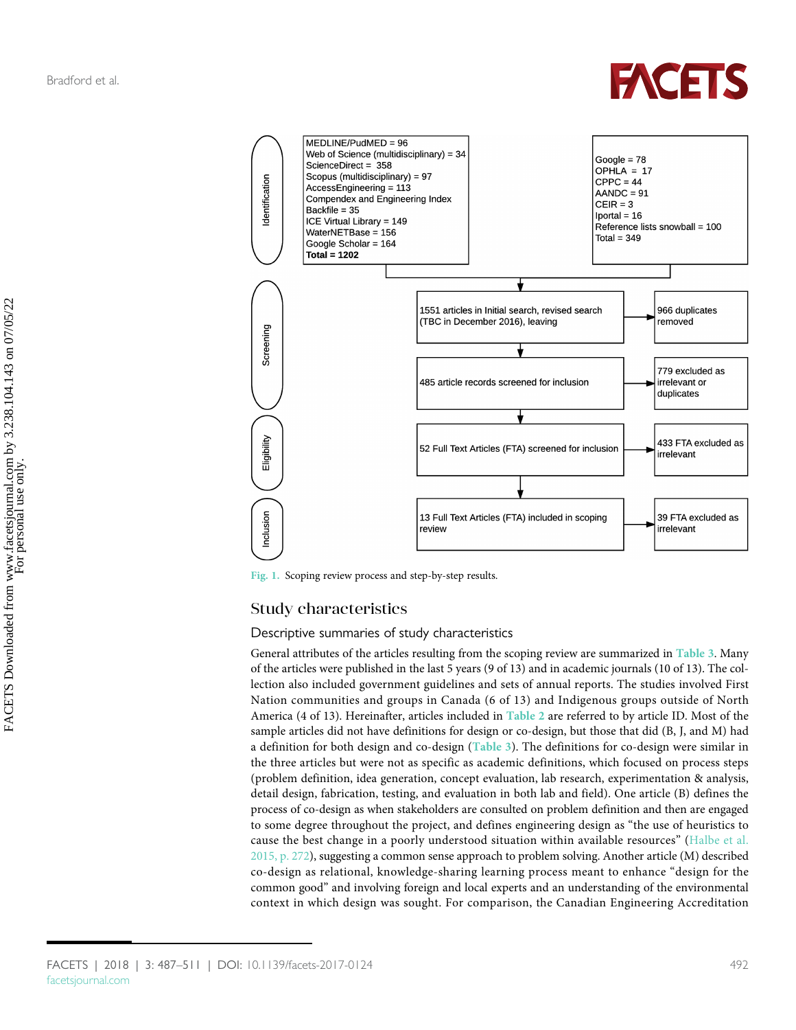| | | |
|---|---|---|
| Identification | MEDLINE/PudMED = 96<br>Web of Science (multidisciplinary) = 34<br>ScienceDirect = 358<br>Scopus (multidisciplinary) = 97<br>AccessEngineering = 113<br>Compendex and Engineering Index<br>Backfile = 35<br>ICE Virtual Library = 149<br>WaterNETBase = 156<br>Google Scholar = 164<br>**Total = 1202** | Google = 78<br>OPHLA = 17<br>CPPC = 44<br>AANDC = 91<br>CEIR = 3<br>Iportal = 16<br>Reference lists snowball = 100<br>Total = 349 |
| Screening | 1551 articles in Initial search, revised search (TBC in December 2016), leaving | 966 duplicates removed |
| | 485 article records screened for inclusion | 779 excluded as irrelevant or duplicates |
| Eligibility | 52 Full Text Articles (FTA) screened for inclusion | 433 FTA excluded as irrelevant |
| Inclusion | 13 Full Text Articles (FTA) included in scoping review | 39 FTA excluded as irrelevant |

Fig. 1. Scoping review process and step-by-step results.

## Study characteristics

### Descriptive summaries of study characteristics

General attributes of the articles resulting from the scoping review are summarized in Table 3. Many of the articles were published in the last 5 years (9 of 13) and in academic journals (10 of 13). The collection also included government guidelines and sets of annual reports. The studies involved First Nation communities and groups in Canada (6 of 13) and Indigenous groups outside of North America (4 of 13). Hereinafter, articles included in Table 2 are referred to by article ID. Most of the sample articles did not have definitions for design or co-design, but those that did (B, J, and M) had a definition for both design and co-design (Table 3). The definitions for co-design were similar in the three articles but were not as specific as academic definitions, which focused on process steps (problem definition, idea generation, concept evaluation, lab research, experimentation & analysis, detail design, fabrication, testing, and evaluation in both lab and field). One article (B) defines the process of co-design as when stakeholders are consulted on problem definition and then are engaged to some degree throughout the project, and defines engineering design as "the use of heuristics to cause the best change in a poorly understood situation within available resources" (Halbe et al. 2015, p. 272), suggesting a common sense approach to problem solving. Another article (M) described co-design as relational, knowledge-sharing learning process meant to enhance "design for the common good" and involving foreign and local experts and an understanding of the environmental context in which design was sought. For comparison, the Canadian Engineering Accreditation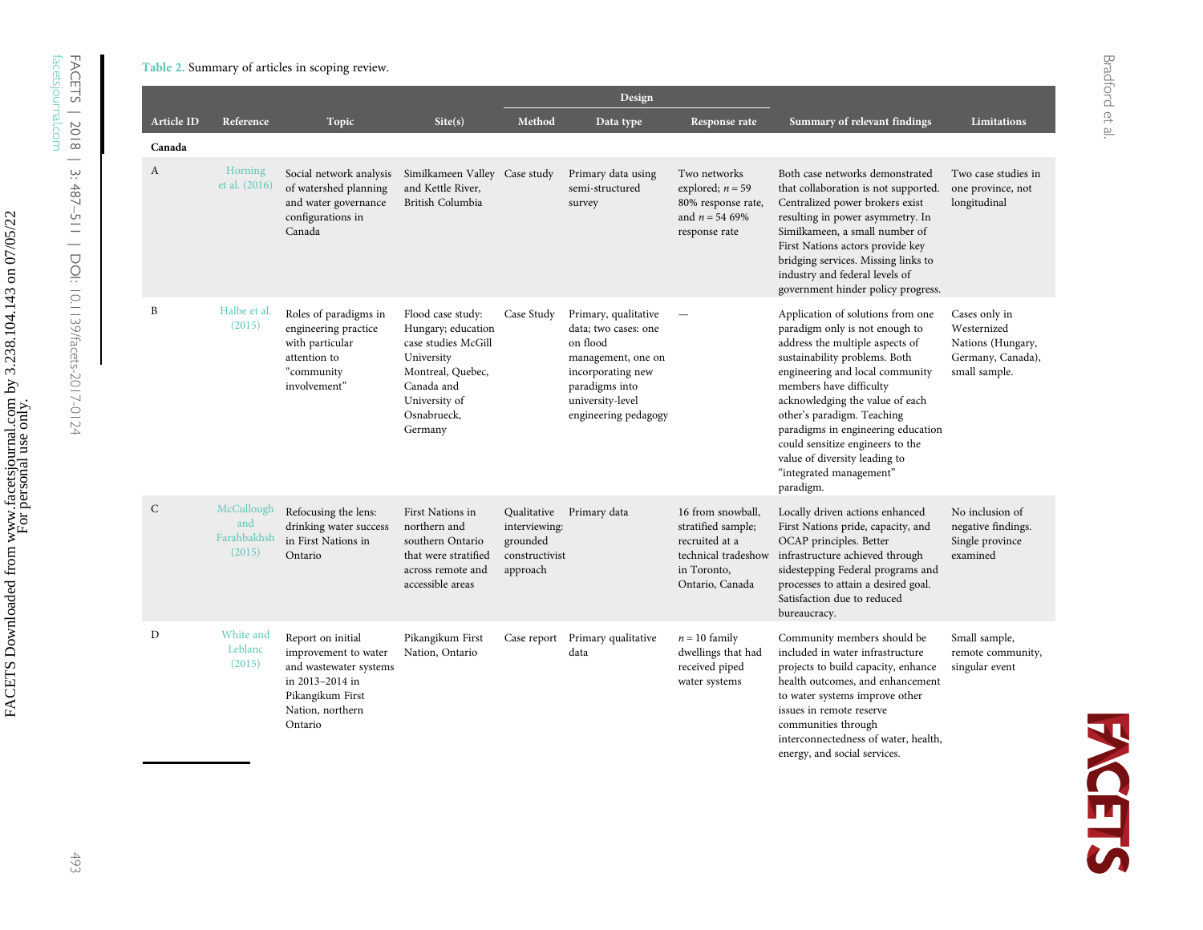Table 2. Summary of articles in scoping review.

| Article ID | Reference | Topic | Site(s) | Design | | | Summary of relevant findings | Limitations |
|---|---|---|---|---|---|---|---|---|
| | | | | Method | Data type | Response rate | | |
| **Canada** | | | | | | | | |
| A | Horning et al. (2016) | Social network analysis of watershed planning and water governance configurations in Canada | Similkameen Valley and Kettle River, British Columbia | Case study | Primary data using semi-structured survey | Two networks explored; $n = 59$ 80% response rate, and $n = 54$ 69% response rate | Both case networks demonstrated that collaboration is not supported. Centralized power brokers exist resulting in power asymmetry. In Similkameen, a small number of First Nations actors provide key bridging services. Missing links to industry and federal levels of government hinder policy progress. | Two case studies in one province, not longitudinal |
| B | Halbe et al. (2015) | Roles of paradigms in engineering practice with particular attention to "community involvement" | Flood case study: Hungary; education case studies McGill University Montreal, Quebec, Canada and University of Osnabrueck, Germany | Case Study | Primary, qualitative data; two cases: one on flood management, one on incorporating new paradigms into university-level engineering pedagogy | — | Application of solutions from one paradigm only is not enough to address the multiple aspects of sustainability problems. Both engineering and local community members have difficulty acknowledging the value of each other's paradigm. Teaching paradigms in engineering education could sensitize engineers to the value of diversity leading to "integrated management" paradigm. | Cases only in Westernized Nations (Hungary, Germany, Canada), small sample. |
| C | McCullough and Farahbakhsh (2015) | Refocusing the lens: drinking water success in First Nations in Ontario | First Nations in northern and southern Ontario that were stratified across remote and accessible areas | Qualitative interviewing: grounded constructivist approach | Primary data | 16 from snowball, stratified sample; recruited at a technical tradeshow in Toronto, Ontario, Canada | Locally driven actions enhanced First Nations pride, capacity, and OCAP principles. Better infrastructure achieved through sidestepping Federal programs and processes to attain a desired goal. Satisfaction due to reduced bureaucracy. | No inclusion of negative findings. Single province examined |
| D | White and Leblanc (2015) | Report on initial improvement to water and wastewater systems in 2013–2014 in Pikangikum First Nation, northern Ontario | Pikangikum First Nation, Ontario | Case report | Primary qualitative data | $n = 10$ family dwellings that had received piped water systems | Community members should be included in water infrastructure projects to build capacity, enhance health outcomes, and enhancement to water systems improve other issues in remote reserve communities through interconnectedness of water, health, energy, and social services. | Small sample, remote community, singular event |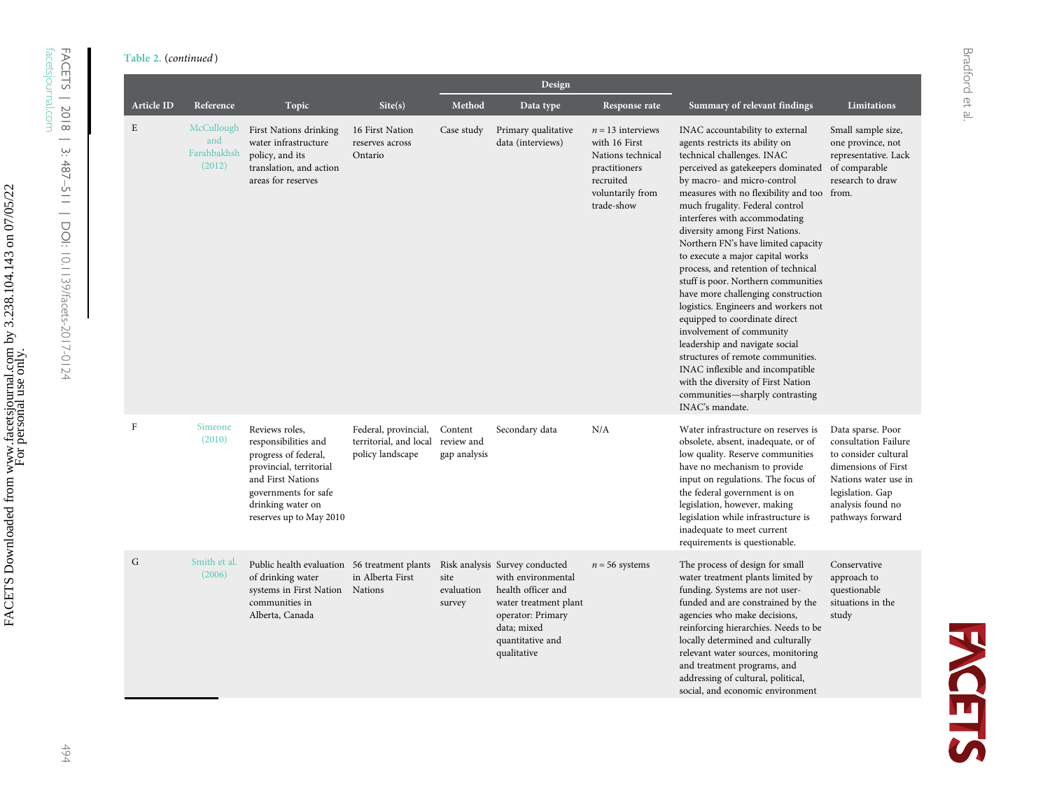Table 2. (*continued*)

| Article ID | Reference | Topic | Site(s) | Design | | | Summary of relevant findings | Limitations |
|---|---|---|---|---|---|---|---|---|
| | | | | Method | Data type | Response rate | | |
| E | McCullough and Farahbakhsh (2012) | First Nations drinking water infrastructure policy, and its translation, and action areas for reserves | 16 First Nation reserves across Ontario | Case study | Primary qualitative data (interviews) | $n = 13$ interviews with 16 First Nations technical practitioners recruited voluntarily from trade-show | INAC accountability to external agents restricts its ability on technical challenges. INAC perceived as gatekeepers dominated by macro- and micro-control measures with no flexibility and too much frugality. Federal control interferes with accommodating diversity among First Nations. Northern FN's have limited capacity to execute a major capital works process, and retention of technical stuff is poor. Northern communities have more challenging construction logistics. Engineers and workers not equipped to coordinate direct involvement of community leadership and navigate social structures of remote communities. INAC inflexible and incompatible with the diversity of First Nation communities—sharply contrasting INAC's mandate. | Small sample size, one province, not representative. Lack of comparable research to draw from. |
| F | Simeone (2010) | Reviews roles, responsibilities and progress of federal, provincial, territorial and First Nations governments for safe drinking water on reserves up to May 2010 | Federal, provincial, territorial, and local policy landscape | Content review and gap analysis | Secondary data | N/A | Water infrastructure on reserves is obsolete, absent, inadequate, or of low quality. Reserve communities have no mechanism to provide input on regulations. The focus of the federal government is on legislation, however, making legislation while infrastructure is inadequate to meet current requirements is questionable. | Data sparse. Poor consultation Failure to consider cultural dimensions of First Nations water use in legislation. Gap analysis found no pathways forward |
| G | Smith et al. (2006) | Public health evaluation of drinking water systems in First Nation communities in Alberta, Canada | 56 treatment plants in Alberta First Nations | Risk analysis site evaluation survey | Survey conducted with environmental health officer and water treatment plant operator: Primary data; mixed quantitative and qualitative | $n = 56$ systems | The process of design for small water treatment plants limited by funding. Systems are not user-funded and are constrained by the agencies who make decisions, reinforcing hierarchies. Needs to be locally determined and culturally relevant water sources, monitoring and treatment programs, and addressing of cultural, political, social, and economic environment | Conservative approach to questionable situations in the study |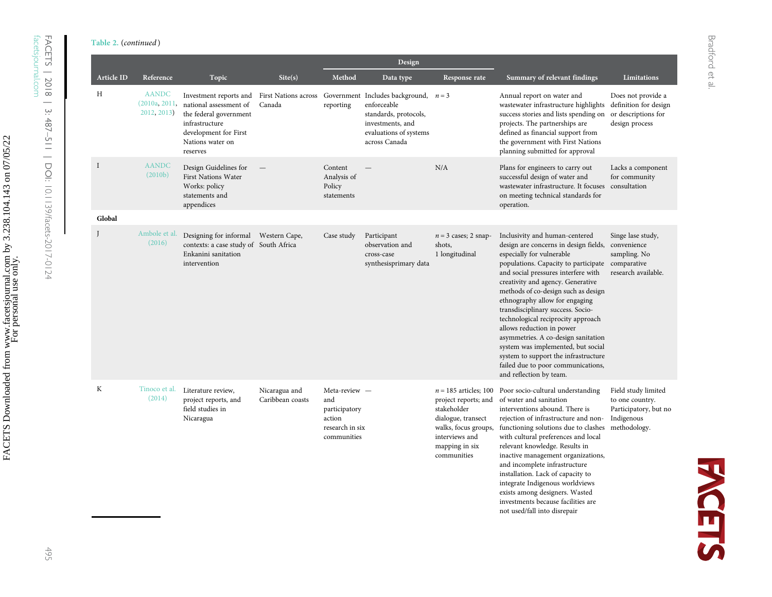Table 2. (*continued*)

| Article ID | Reference | Topic | Site(s) | Design: Method | Design: Data type | Design: Response rate | Summary of relevant findings | Limitations |
|---|---|---|---|---|---|---|---|---|
| H | AANDC (2010a, 2011, 2012, 2013) | Investment reports and national assessment of the federal government infrastructure development for First Nations water on reserves | First Nations across Canada | Government reporting | Includes background, enforceable standards, protocols, investments, and evaluations of systems across Canada | $n = 3$ | Annual report on water and wastewater infrastructure highlights success stories and lists spending on projects. The partnerships are defined as financial support from the government with First Nations planning submitted for approval | Does not provide a definition for design or descriptions for design process |
| I | AANDC (2010b) | Design Guidelines for First Nations Water Works: policy statements and appendices | — | Content Analysis of Policy statements | — | N/A | Plans for engineers to carry out successful design of water and wastewater infrastructure. It focuses on meeting technical standards for operation. | Lacks a component for community consultation |
| **Global** | | | | | | | | |
| J | Ambole et al. (2016) | Designing for informal contexts: a case study of Enkanini sanitation intervention | Western Cape, South Africa | Case study | Participant observation and cross-case synthesisprimary data | $n = 3$ cases; 2 snap-shots, 1 longitudinal | Inclusivity and human-centered design are concerns in design fields, especially for vulnerable populations. Capacity to participate and social pressures interfere with creativity and agency. Generative methods of co-design such as design ethnography allow for engaging transdisciplinary success. Socio-technological reciprocity approach allows reduction in power asymmetries. A co-design sanitation system was implemented, but social system to support the infrastructure failed due to poor communications, and reflection by team. | Singe lase study, convenience sampling. No comparative research available. |
| K | Tinoco et al. (2014) | Literature review, project reports, and field studies in Nicaragua | Nicaragua and Caribbean coasts | Meta-review and participatory action research in six communities | — | $n = 185$ articles; 100 project reports; and stakeholder dialogue, transect walks, focus groups, interviews and mapping in six communities | Poor socio-cultural understanding of water and sanitation interventions abound. There is rejection of infrastructure and non-functioning solutions due to clashes with cultural preferences and local relevant knowledge. Results in inactive management organizations, and incomplete infrastructure installation. Lack of capacity to integrate Indigenous worldviews exists among designers. Wasted investments because facilities are not used/fall into disrepair | Field study limited to one country. Participatory, but no Indigenous methodology. |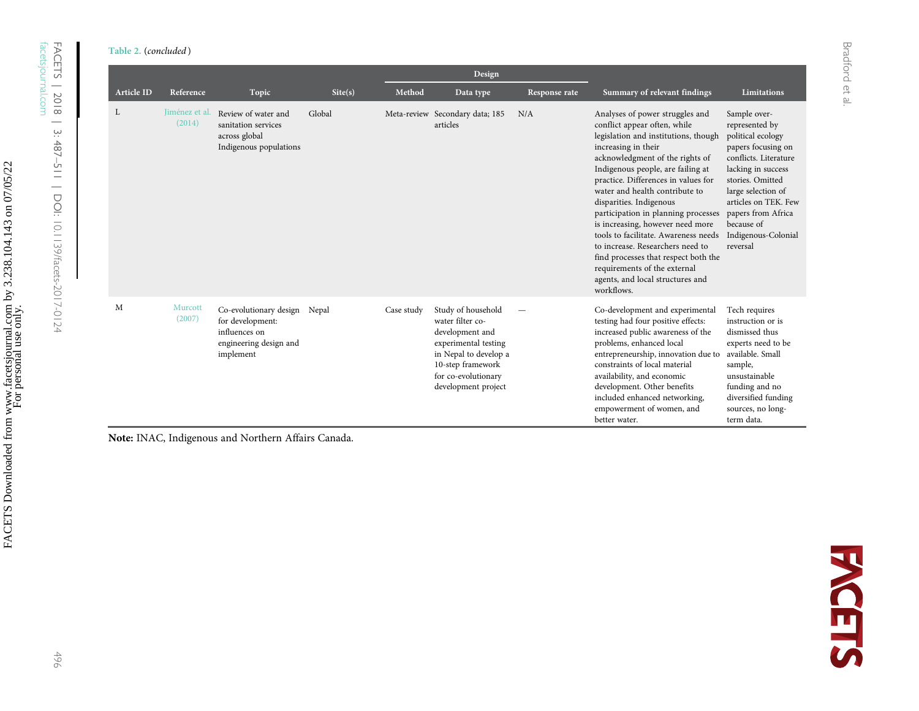**Table 2.** (*concluded*)

| Article ID | Reference | Topic | Site(s) | Design | | | Summary of relevant findings | Limitations |
|---|---|---|---|---|---|---|---|---|
| | | | | Method | Data type | Response rate | | |
| L | Jiménez et al. (2014) | Review of water and sanitation services across global Indigenous populations | Global | Meta-review | Secondary data; 185 articles | N/A | Analyses of power struggles and conflict appear often, while legislation and institutions, though increasing in their acknowledgment of the rights of Indigenous people, are failing at practice. Differences in values for water and health contribute to disparities. Indigenous participation in planning processes is increasing, however need more tools to facilitate. Awareness needs to increase. Researchers need to find processes that respect both the requirements of the external agents, and local structures and workflows. | Sample over-represented by political ecology papers focusing on conflicts. Literature lacking in success stories. Omitted large selection of articles on TEK. Few papers from Africa because of Indigenous-Colonial reversal |
| M | Murcott (2007) | Co-evolutionary design for development: influences on engineering design and implement | Nepal | Case study | Study of household water filter co-development and experimental testing in Nepal to develop a 10-step framework for co-evolutionary development project | — | Co-development and experimental testing had four positive effects: increased public awareness of the problems, enhanced local entrepreneurship, innovation due to constraints of local material availability, and economic development. Other benefits included enhanced networking, empowerment of women, and better water. | Tech requires instruction or is dismissed thus experts need to be available. Small sample, unsustainable funding and no diversified funding sources, no long-term data. |

**Note:** INAC, Indigenous and Northern Affairs Canada.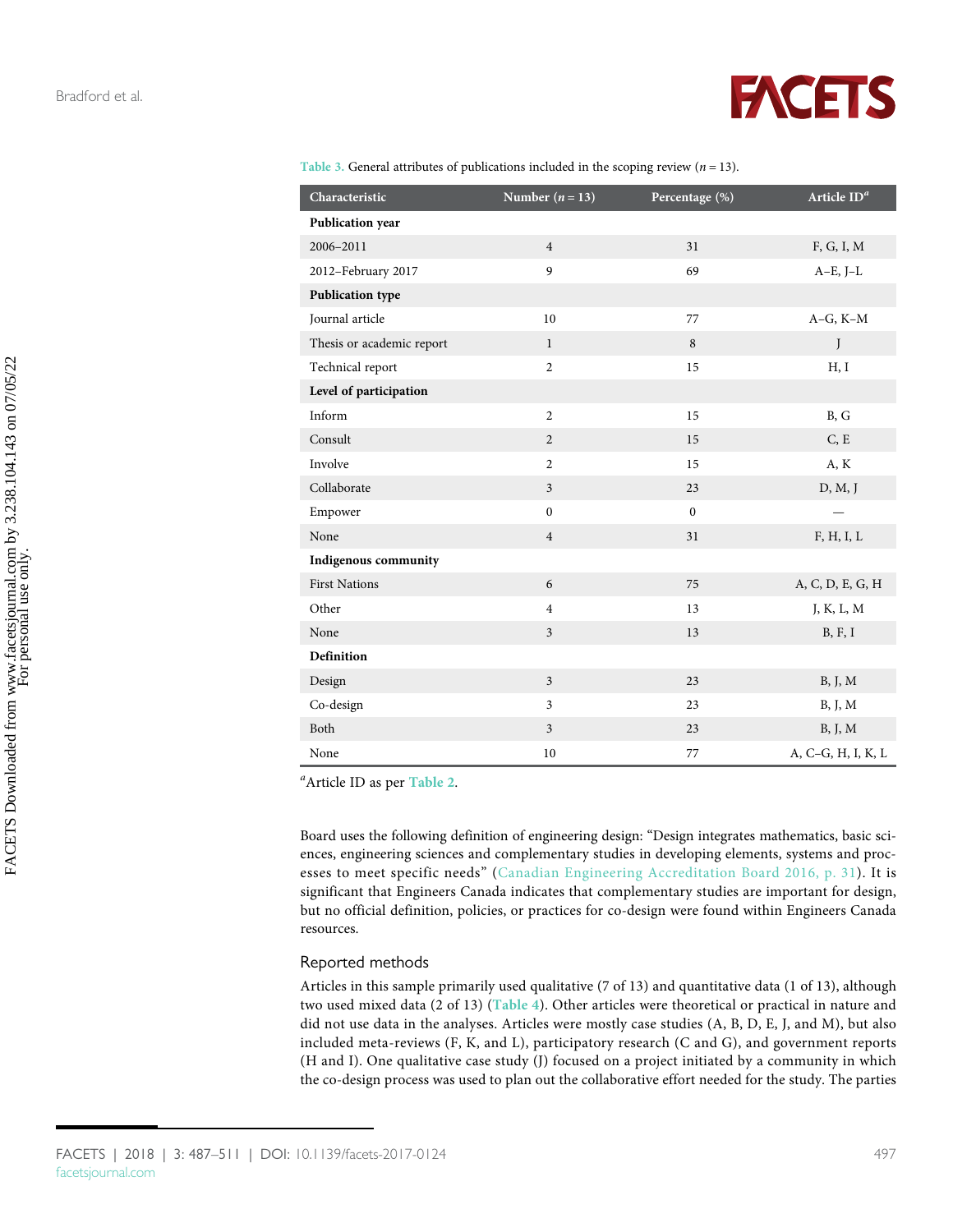Table 3. General attributes of publications included in the scoping review ($n = 13$).

| Characteristic | Number ($n = 13$) | Percentage (%) | Article ID[a] |
|---|---|---|---|
| **Publication year** | | | |
| 2006–2011 | 4 | 31 | F, G, I, M |
| 2012–February 2017 | 9 | 69 | A–E, J–L |
| **Publication type** | | | |
| Journal article | 10 | 77 | A–G, K–M |
| Thesis or academic report | 1 | 8 | J |
| Technical report | 2 | 15 | H, I |
| **Level of participation** | | | |
| Inform | 2 | 15 | B, G |
| Consult | 2 | 15 | C, E |
| Involve | 2 | 15 | A, K |
| Collaborate | 3 | 23 | D, M, J |
| Empower | 0 | 0 | — |
| None | 4 | 31 | F, H, I, L |
| **Indigenous community** | | | |
| First Nations | 6 | 75 | A, C, D, E, G, H |
| Other | 4 | 13 | J, K, L, M |
| None | 3 | 13 | B, F, I |
| **Definition** | | | |
| Design | 3 | 23 | B, J, M |
| Co-design | 3 | 23 | B, J, M |
| Both | 3 | 23 | B, J, M |
| None | 10 | 77 | A, C–G, H, I, K, L |

[a]Article ID as per Table 2.

Board uses the following definition of engineering design: "Design integrates mathematics, basic sciences, engineering sciences and complementary studies in developing elements, systems and processes to meet specific needs" (Canadian Engineering Accreditation Board 2016, p. 31). It is significant that Engineers Canada indicates that complementary studies are important for design, but no official definition, policies, or practices for co-design were found within Engineers Canada resources.

## Reported methods

Articles in this sample primarily used qualitative (7 of 13) and quantitative data (1 of 13), although two used mixed data (2 of 13) (Table 4). Other articles were theoretical or practical in nature and did not use data in the analyses. Articles were mostly case studies (A, B, D, E, J, and M), but also included meta-reviews (F, K, and L), participatory research (C and G), and government reports (H and I). One qualitative case study (J) focused on a project initiated by a community in which the co-design process was used to plan out the collaborative effort needed for the study. The parties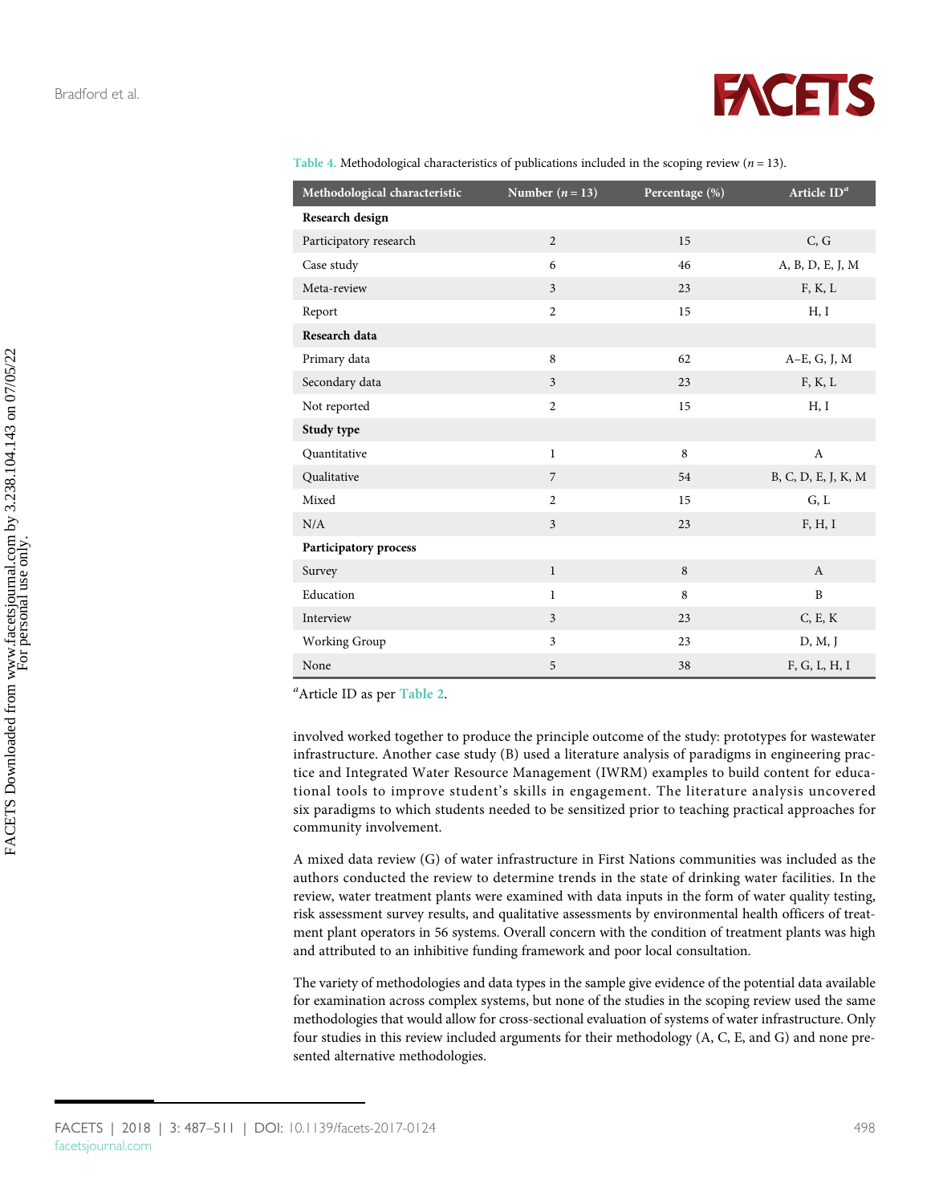Table 4. Methodological characteristics of publications included in the scoping review ($n = 13$).

| Methodological characteristic | Number ($n = 13$) | Percentage (%) | Article ID[a] |
|---|---|---|---|
| **Research design** | | | |
| Participatory research | 2 | 15 | C, G |
| Case study | 6 | 46 | A, B, D, E, J, M |
| Meta-review | 3 | 23 | F, K, L |
| Report | 2 | 15 | H, I |
| **Research data** | | | |
| Primary data | 8 | 62 | A–E, G, J, M |
| Secondary data | 3 | 23 | F, K, L |
| Not reported | 2 | 15 | H, I |
| **Study type** | | | |
| Quantitative | 1 | 8 | A |
| Qualitative | 7 | 54 | B, C, D, E, J, K, M |
| Mixed | 2 | 15 | G, L |
| N/A | 3 | 23 | F, H, I |
| **Participatory process** | | | |
| Survey | 1 | 8 | A |
| Education | 1 | 8 | B |
| Interview | 3 | 23 | C, E, K |
| Working Group | 3 | 23 | D, M, J |
| None | 5 | 38 | F, G, L, H, I |

[a]Article ID as per Table 2.

involved worked together to produce the principle outcome of the study: prototypes for wastewater infrastructure. Another case study (B) used a literature analysis of paradigms in engineering practice and Integrated Water Resource Management (IWRM) examples to build content for educational tools to improve student's skills in engagement. The literature analysis uncovered six paradigms to which students needed to be sensitized prior to teaching practical approaches for community involvement.

A mixed data review (G) of water infrastructure in First Nations communities was included as the authors conducted the review to determine trends in the state of drinking water facilities. In the review, water treatment plants were examined with data inputs in the form of water quality testing, risk assessment survey results, and qualitative assessments by environmental health officers of treatment plant operators in 56 systems. Overall concern with the condition of treatment plants was high and attributed to an inhibitive funding framework and poor local consultation.

The variety of methodologies and data types in the sample give evidence of the potential data available for examination across complex systems, but none of the studies in the scoping review used the same methodologies that would allow for cross-sectional evaluation of systems of water infrastructure. Only four studies in this review included arguments for their methodology (A, C, E, and G) and none presented alternative methodologies.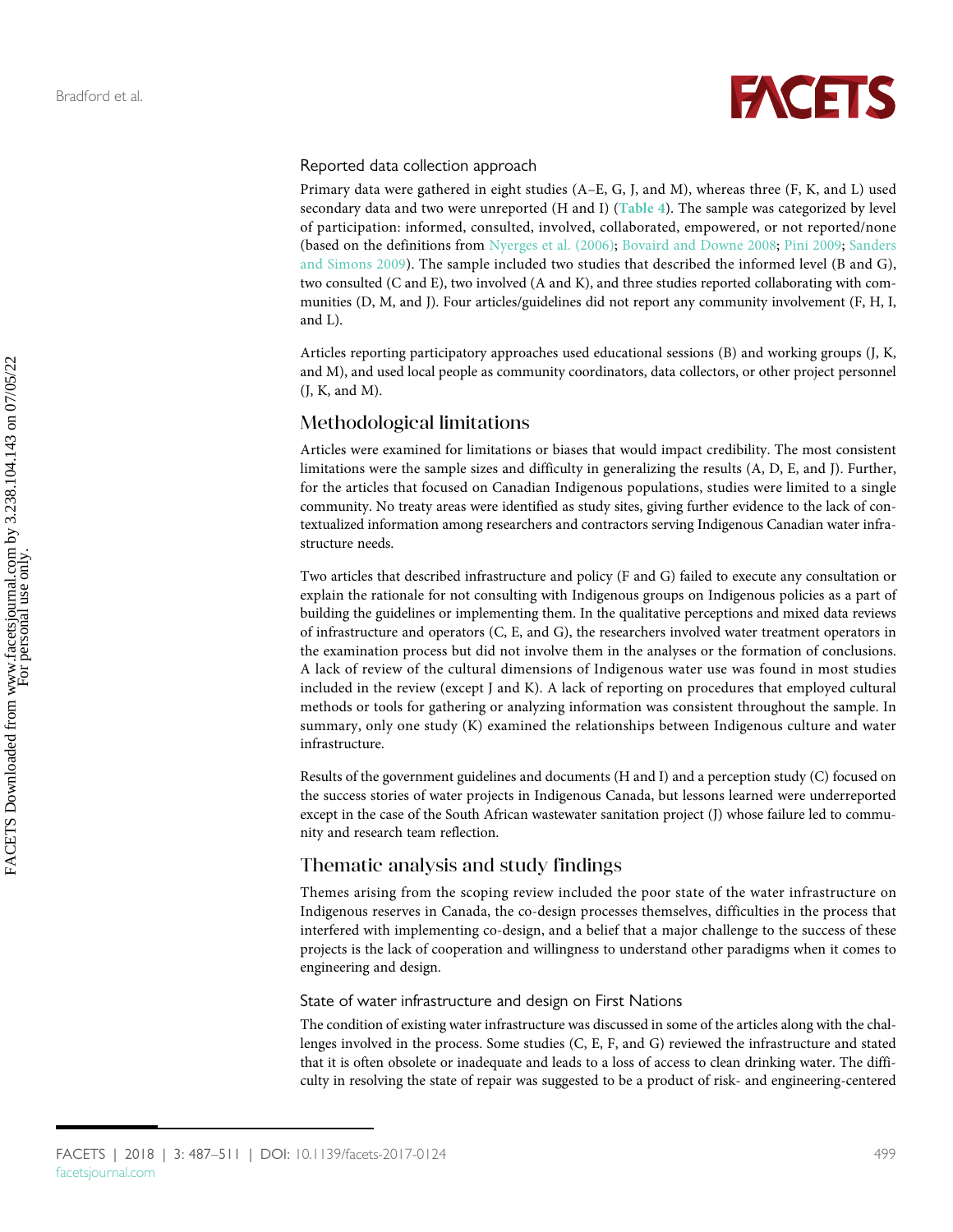### Reported data collection approach

Primary data were gathered in eight studies (A–E, G, J, and M), whereas three (F, K, and L) used secondary data and two were unreported (H and I) (Table 4). The sample was categorized by level of participation: informed, consulted, involved, collaborated, empowered, or not reported/none (based on the definitions from Nyerges et al. (2006); Bovaird and Downe 2008; Pini 2009; Sanders and Simons 2009). The sample included two studies that described the informed level (B and G), two consulted (C and E), two involved (A and K), and three studies reported collaborating with communities (D, M, and J). Four articles/guidelines did not report any community involvement (F, H, I, and L).

Articles reporting participatory approaches used educational sessions (B) and working groups (J, K, and M), and used local people as community coordinators, data collectors, or other project personnel (J, K, and M).

## Methodological limitations

Articles were examined for limitations or biases that would impact credibility. The most consistent limitations were the sample sizes and difficulty in generalizing the results (A, D, E, and J). Further, for the articles that focused on Canadian Indigenous populations, studies were limited to a single community. No treaty areas were identified as study sites, giving further evidence to the lack of contextualized information among researchers and contractors serving Indigenous Canadian water infrastructure needs.

Two articles that described infrastructure and policy (F and G) failed to execute any consultation or explain the rationale for not consulting with Indigenous groups on Indigenous policies as a part of building the guidelines or implementing them. In the qualitative perceptions and mixed data reviews of infrastructure and operators (C, E, and G), the researchers involved water treatment operators in the examination process but did not involve them in the analyses or the formation of conclusions. A lack of review of the cultural dimensions of Indigenous water use was found in most studies included in the review (except J and K). A lack of reporting on procedures that employed cultural methods or tools for gathering or analyzing information was consistent throughout the sample. In summary, only one study (K) examined the relationships between Indigenous culture and water infrastructure.

Results of the government guidelines and documents (H and I) and a perception study (C) focused on the success stories of water projects in Indigenous Canada, but lessons learned were underreported except in the case of the South African wastewater sanitation project (J) whose failure led to community and research team reflection.

## Thematic analysis and study findings

Themes arising from the scoping review included the poor state of the water infrastructure on Indigenous reserves in Canada, the co-design processes themselves, difficulties in the process that interfered with implementing co-design, and a belief that a major challenge to the success of these projects is the lack of cooperation and willingness to understand other paradigms when it comes to engineering and design.

### State of water infrastructure and design on First Nations

The condition of existing water infrastructure was discussed in some of the articles along with the challenges involved in the process. Some studies (C, E, F, and G) reviewed the infrastructure and stated that it is often obsolete or inadequate and leads to a loss of access to clean drinking water. The difficulty in resolving the state of repair was suggested to be a product of risk- and engineering-centered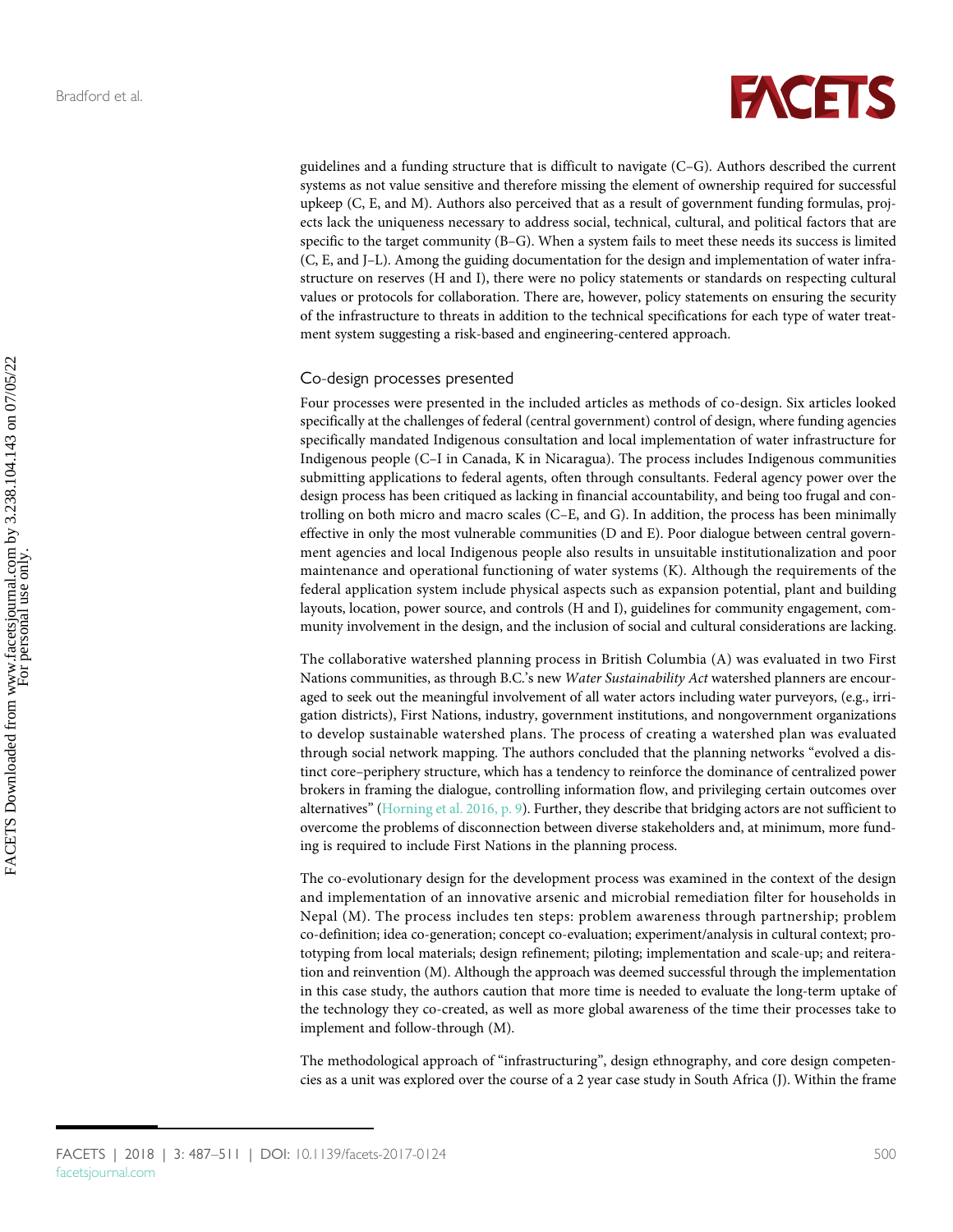guidelines and a funding structure that is difficult to navigate (C–G). Authors described the current systems as not value sensitive and therefore missing the element of ownership required for successful upkeep (C, E, and M). Authors also perceived that as a result of government funding formulas, projects lack the uniqueness necessary to address social, technical, cultural, and political factors that are specific to the target community (B–G). When a system fails to meet these needs its success is limited (C, E, and J–L). Among the guiding documentation for the design and implementation of water infrastructure on reserves (H and I), there were no policy statements or standards on respecting cultural values or protocols for collaboration. There are, however, policy statements on ensuring the security of the infrastructure to threats in addition to the technical specifications for each type of water treatment system suggesting a risk-based and engineering-centered approach.

### Co-design processes presented

Four processes were presented in the included articles as methods of co-design. Six articles looked specifically at the challenges of federal (central government) control of design, where funding agencies specifically mandated Indigenous consultation and local implementation of water infrastructure for Indigenous people (C–I in Canada, K in Nicaragua). The process includes Indigenous communities submitting applications to federal agents, often through consultants. Federal agency power over the design process has been critiqued as lacking in financial accountability, and being too frugal and controlling on both micro and macro scales (C–E, and G). In addition, the process has been minimally effective in only the most vulnerable communities (D and E). Poor dialogue between central government agencies and local Indigenous people also results in unsuitable institutionalization and poor maintenance and operational functioning of water systems (K). Although the requirements of the federal application system include physical aspects such as expansion potential, plant and building layouts, location, power source, and controls (H and I), guidelines for community engagement, community involvement in the design, and the inclusion of social and cultural considerations are lacking.

The collaborative watershed planning process in British Columbia (A) was evaluated in two First Nations communities, as through B.C.'s new *Water Sustainability Act* watershed planners are encouraged to seek out the meaningful involvement of all water actors including water purveyors, (e.g., irrigation districts), First Nations, industry, government institutions, and nongovernment organizations to develop sustainable watershed plans. The process of creating a watershed plan was evaluated through social network mapping. The authors concluded that the planning networks "evolved a distinct core–periphery structure, which has a tendency to reinforce the dominance of centralized power brokers in framing the dialogue, controlling information flow, and privileging certain outcomes over alternatives" (Horning et al. 2016, p. 9). Further, they describe that bridging actors are not sufficient to overcome the problems of disconnection between diverse stakeholders and, at minimum, more funding is required to include First Nations in the planning process.

The co-evolutionary design for the development process was examined in the context of the design and implementation of an innovative arsenic and microbial remediation filter for households in Nepal (M). The process includes ten steps: problem awareness through partnership; problem co-definition; idea co-generation; concept co-evaluation; experiment/analysis in cultural context; prototyping from local materials; design refinement; piloting; implementation and scale-up; and reiteration and reinvention (M). Although the approach was deemed successful through the implementation in this case study, the authors caution that more time is needed to evaluate the long-term uptake of the technology they co-created, as well as more global awareness of the time their processes take to implement and follow-through (M).

The methodological approach of "infrastructuring", design ethnography, and core design competencies as a unit was explored over the course of a 2 year case study in South Africa (J). Within the frame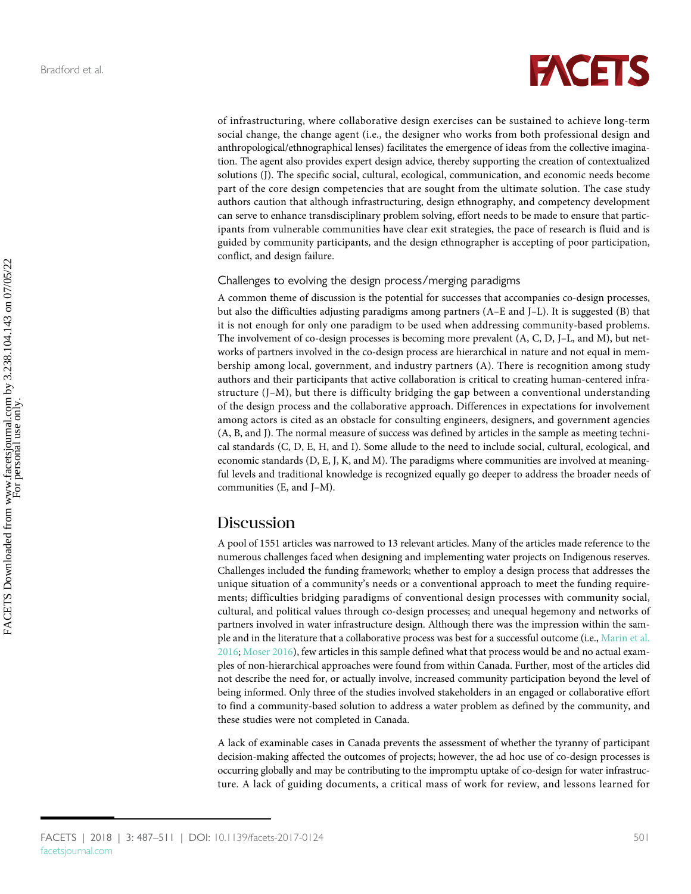of infrastructuring, where collaborative design exercises can be sustained to achieve long-term social change, the change agent (i.e., the designer who works from both professional design and anthropological/ethnographical lenses) facilitates the emergence of ideas from the collective imagination. The agent also provides expert design advice, thereby supporting the creation of contextualized solutions (J). The specific social, cultural, ecological, communication, and economic needs become part of the core design competencies that are sought from the ultimate solution. The case study authors caution that although infrastructuring, design ethnography, and competency development can serve to enhance transdisciplinary problem solving, effort needs to be made to ensure that participants from vulnerable communities have clear exit strategies, the pace of research is fluid and is guided by community participants, and the design ethnographer is accepting of poor participation, conflict, and design failure.

### Challenges to evolving the design process/merging paradigms

A common theme of discussion is the potential for successes that accompanies co-design processes, but also the difficulties adjusting paradigms among partners (A–E and J–L). It is suggested (B) that it is not enough for only one paradigm to be used when addressing community-based problems. The involvement of co-design processes is becoming more prevalent (A, C, D, J–L, and M), but networks of partners involved in the co-design process are hierarchical in nature and not equal in membership among local, government, and industry partners (A). There is recognition among study authors and their participants that active collaboration is critical to creating human-centered infrastructure (J–M), but there is difficulty bridging the gap between a conventional understanding of the design process and the collaborative approach. Differences in expectations for involvement among actors is cited as an obstacle for consulting engineers, designers, and government agencies (A, B, and J). The normal measure of success was defined by articles in the sample as meeting technical standards (C, D, E, H, and I). Some allude to the need to include social, cultural, ecological, and economic standards (D, E, J, K, and M). The paradigms where communities are involved at meaningful levels and traditional knowledge is recognized equally go deeper to address the broader needs of communities (E, and J–M).

## Discussion

A pool of 1551 articles was narrowed to 13 relevant articles. Many of the articles made reference to the numerous challenges faced when designing and implementing water projects on Indigenous reserves. Challenges included the funding framework; whether to employ a design process that addresses the unique situation of a community's needs or a conventional approach to meet the funding requirements; difficulties bridging paradigms of conventional design processes with community social, cultural, and political values through co-design processes; and unequal hegemony and networks of partners involved in water infrastructure design. Although there was the impression within the sample and in the literature that a collaborative process was best for a successful outcome (i.e., Marin et al. 2016; Moser 2016), few articles in this sample defined what that process would be and no actual examples of non-hierarchical approaches were found from within Canada. Further, most of the articles did not describe the need for, or actually involve, increased community participation beyond the level of being informed. Only three of the studies involved stakeholders in an engaged or collaborative effort to find a community-based solution to address a water problem as defined by the community, and these studies were not completed in Canada.

A lack of examinable cases in Canada prevents the assessment of whether the tyranny of participant decision-making affected the outcomes of projects; however, the ad hoc use of co-design processes is occurring globally and may be contributing to the impromptu uptake of co-design for water infrastructure. A lack of guiding documents, a critical mass of work for review, and lessons learned for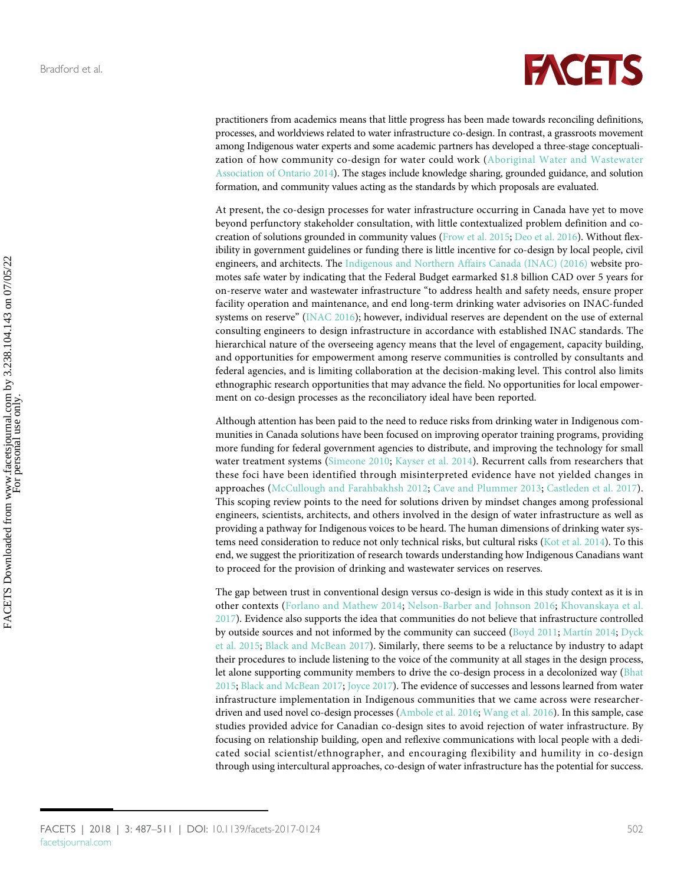practitioners from academics means that little progress has been made towards reconciling definitions, processes, and worldviews related to water infrastructure co-design. In contrast, a grassroots movement among Indigenous water experts and some academic partners has developed a three-stage conceptualization of how community co-design for water could work (Aboriginal Water and Wastewater Association of Ontario 2014). The stages include knowledge sharing, grounded guidance, and solution formation, and community values acting as the standards by which proposals are evaluated.

At present, the co-design processes for water infrastructure occurring in Canada have yet to move beyond perfunctory stakeholder consultation, with little contextualized problem definition and co-creation of solutions grounded in community values (Frow et al. 2015; Deo et al. 2016). Without flexibility in government guidelines or funding there is little incentive for co-design by local people, civil engineers, and architects. The Indigenous and Northern Affairs Canada (INAC) (2016) website promotes safe water by indicating that the Federal Budget earmarked $1.8 billion CAD over 5 years for on-reserve water and wastewater infrastructure "to address health and safety needs, ensure proper facility operation and maintenance, and end long-term drinking water advisories on INAC-funded systems on reserve" (INAC 2016); however, individual reserves are dependent on the use of external consulting engineers to design infrastructure in accordance with established INAC standards. The hierarchical nature of the overseeing agency means that the level of engagement, capacity building, and opportunities for empowerment among reserve communities is controlled by consultants and federal agencies, and is limiting collaboration at the decision-making level. This control also limits ethnographic research opportunities that may advance the field. No opportunities for local empowerment on co-design processes as the reconciliatory ideal have been reported.

Although attention has been paid to the need to reduce risks from drinking water in Indigenous communities in Canada solutions have been focused on improving operator training programs, providing more funding for federal government agencies to distribute, and improving the technology for small water treatment systems (Simeone 2010; Kayser et al. 2014). Recurrent calls from researchers that these foci have been identified through misinterpreted evidence have not yielded changes in approaches (McCullough and Farahbakhsh 2012; Cave and Plummer 2013; Castleden et al. 2017). This scoping review points to the need for solutions driven by mindset changes among professional engineers, scientists, architects, and others involved in the design of water infrastructure as well as providing a pathway for Indigenous voices to be heard. The human dimensions of drinking water systems need consideration to reduce not only technical risks, but cultural risks (Kot et al. 2014). To this end, we suggest the prioritization of research towards understanding how Indigenous Canadians want to proceed for the provision of drinking and wastewater services on reserves.

The gap between trust in conventional design versus co-design is wide in this study context as it is in other contexts (Forlano and Mathew 2014; Nelson-Barber and Johnson 2016; Khovanskaya et al. 2017). Evidence also supports the idea that communities do not believe that infrastructure controlled by outside sources and not informed by the community can succeed (Boyd 2011; Martín 2014; Dyck et al. 2015; Black and McBean 2017). Similarly, there seems to be a reluctance by industry to adapt their procedures to include listening to the voice of the community at all stages in the design process, let alone supporting community members to drive the co-design process in a decolonized way (Bhat 2015; Black and McBean 2017; Joyce 2017). The evidence of successes and lessons learned from water infrastructure implementation in Indigenous communities that we came across were researcher-driven and used novel co-design processes (Ambole et al. 2016; Wang et al. 2016). In this sample, case studies provided advice for Canadian co-design sites to avoid rejection of water infrastructure. By focusing on relationship building, open and reflexive communications with local people with a dedicated social scientist/ethnographer, and encouraging flexibility and humility in co-design through using intercultural approaches, co-design of water infrastructure has the potential for success.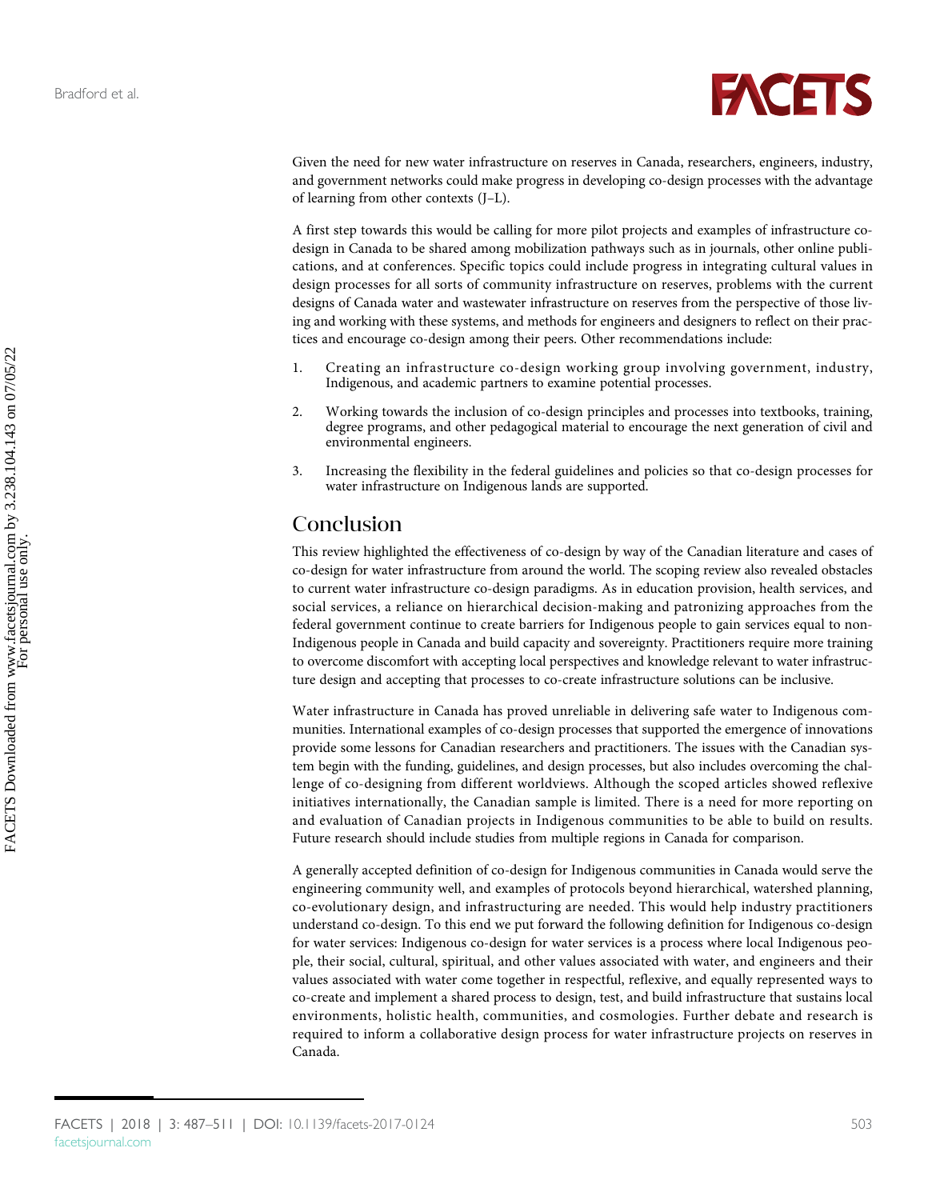Given the need for new water infrastructure on reserves in Canada, researchers, engineers, industry, and government networks could make progress in developing co-design processes with the advantage of learning from other contexts (J–L).

A first step towards this would be calling for more pilot projects and examples of infrastructure co-design in Canada to be shared among mobilization pathways such as in journals, other online publications, and at conferences. Specific topics could include progress in integrating cultural values in design processes for all sorts of community infrastructure on reserves, problems with the current designs of Canada water and wastewater infrastructure on reserves from the perspective of those living and working with these systems, and methods for engineers and designers to reflect on their practices and encourage co-design among their peers. Other recommendations include:

1. Creating an infrastructure co-design working group involving government, industry, Indigenous, and academic partners to examine potential processes.
2. Working towards the inclusion of co-design principles and processes into textbooks, training, degree programs, and other pedagogical material to encourage the next generation of civil and environmental engineers.
3. Increasing the flexibility in the federal guidelines and policies so that co-design processes for water infrastructure on Indigenous lands are supported.

## Conclusion

This review highlighted the effectiveness of co-design by way of the Canadian literature and cases of co-design for water infrastructure from around the world. The scoping review also revealed obstacles to current water infrastructure co-design paradigms. As in education provision, health services, and social services, a reliance on hierarchical decision-making and patronizing approaches from the federal government continue to create barriers for Indigenous people to gain services equal to non-Indigenous people in Canada and build capacity and sovereignty. Practitioners require more training to overcome discomfort with accepting local perspectives and knowledge relevant to water infrastructure design and accepting that processes to co-create infrastructure solutions can be inclusive.

Water infrastructure in Canada has proved unreliable in delivering safe water to Indigenous communities. International examples of co-design processes that supported the emergence of innovations provide some lessons for Canadian researchers and practitioners. The issues with the Canadian system begin with the funding, guidelines, and design processes, but also includes overcoming the challenge of co-designing from different worldviews. Although the scoped articles showed reflexive initiatives internationally, the Canadian sample is limited. There is a need for more reporting on and evaluation of Canadian projects in Indigenous communities to be able to build on results. Future research should include studies from multiple regions in Canada for comparison.

A generally accepted definition of co-design for Indigenous communities in Canada would serve the engineering community well, and examples of protocols beyond hierarchical, watershed planning, co-evolutionary design, and infrastructuring are needed. This would help industry practitioners understand co-design. To this end we put forward the following definition for Indigenous co-design for water services: Indigenous co-design for water services is a process where local Indigenous people, their social, cultural, spiritual, and other values associated with water, and engineers and their values associated with water come together in respectful, reflexive, and equally represented ways to co-create and implement a shared process to design, test, and build infrastructure that sustains local environments, holistic health, communities, and cosmologies. Further debate and research is required to inform a collaborative design process for water infrastructure projects on reserves in Canada.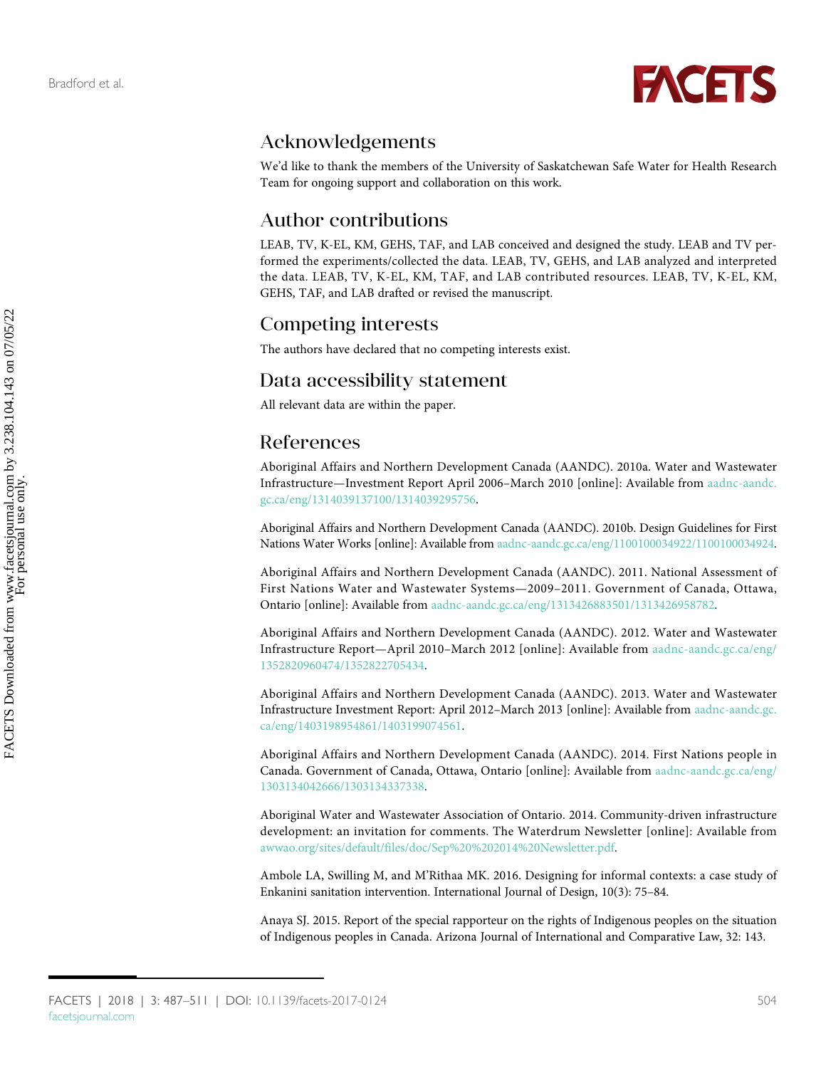## Acknowledgements

We'd like to thank the members of the University of Saskatchewan Safe Water for Health Research Team for ongoing support and collaboration on this work.

## Author contributions

LEAB, TV, K-EL, KM, GEHS, TAF, and LAB conceived and designed the study. LEAB and TV performed the experiments/collected the data. LEAB, TV, GEHS, and LAB analyzed and interpreted the data. LEAB, TV, K-EL, KM, TAF, and LAB contributed resources. LEAB, TV, K-EL, KM, GEHS, TAF, and LAB drafted or revised the manuscript.

## Competing interests

The authors have declared that no competing interests exist.

## Data accessibility statement

All relevant data are within the paper.

## References

Aboriginal Affairs and Northern Development Canada (AANDC). 2010a. Water and Wastewater Infrastructure—Investment Report April 2006–March 2010 [online]: Available from aadnc-aandc.gc.ca/eng/1314039137100/1314039295756.

Aboriginal Affairs and Northern Development Canada (AANDC). 2010b. Design Guidelines for First Nations Water Works [online]: Available from aadnc-aandc.gc.ca/eng/1100100034922/1100100034924.

Aboriginal Affairs and Northern Development Canada (AANDC). 2011. National Assessment of First Nations Water and Wastewater Systems—2009–2011. Government of Canada, Ottawa, Ontario [online]: Available from aadnc-aandc.gc.ca/eng/1313426883501/1313426958782.

Aboriginal Affairs and Northern Development Canada (AANDC). 2012. Water and Wastewater Infrastructure Report—April 2010–March 2012 [online]: Available from aadnc-aandc.gc.ca/eng/1352820960474/1352822705434.

Aboriginal Affairs and Northern Development Canada (AANDC). 2013. Water and Wastewater Infrastructure Investment Report: April 2012–March 2013 [online]: Available from aadnc-aandc.gc.ca/eng/1403198954861/1403199074561.

Aboriginal Affairs and Northern Development Canada (AANDC). 2014. First Nations people in Canada. Government of Canada, Ottawa, Ontario [online]: Available from aadnc-aandc.gc.ca/eng/1303134042666/1303134337338.

Aboriginal Water and Wastewater Association of Ontario. 2014. Community-driven infrastructure development: an invitation for comments. The Waterdrum Newsletter [online]: Available from awwao.org/sites/default/files/doc/Sep%20%202014%20Newsletter.pdf.

Ambole LA, Swilling M, and M'Rithaa MK. 2016. Designing for informal contexts: a case study of Enkanini sanitation intervention. International Journal of Design, 10(3): 75–84.

Anaya SJ. 2015. Report of the special rapporteur on the rights of Indigenous peoples on the situation of Indigenous peoples in Canada. Arizona Journal of International and Comparative Law, 32: 143.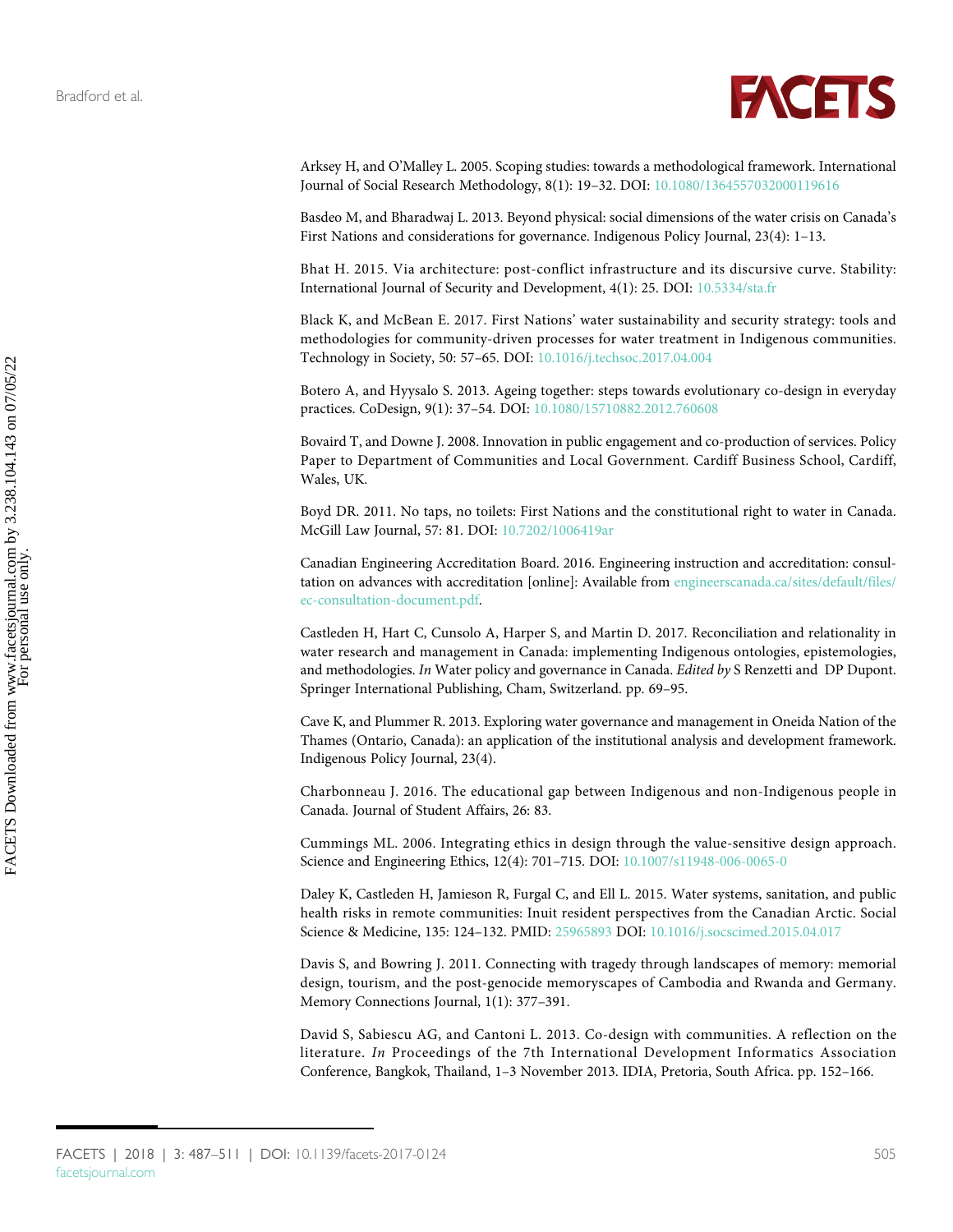Arksey H, and O'Malley L. 2005. Scoping studies: towards a methodological framework. International Journal of Social Research Methodology, 8(1): 19–32. DOI: 10.1080/1364557032000119616

Basdeo M, and Bharadwaj L. 2013. Beyond physical: social dimensions of the water crisis on Canada's First Nations and considerations for governance. Indigenous Policy Journal, 23(4): 1–13.

Bhat H. 2015. Via architecture: post-conflict infrastructure and its discursive curve. Stability: International Journal of Security and Development, 4(1): 25. DOI: 10.5334/sta.fr

Black K, and McBean E. 2017. First Nations' water sustainability and security strategy: tools and methodologies for community-driven processes for water treatment in Indigenous communities. Technology in Society, 50: 57–65. DOI: 10.1016/j.techsoc.2017.04.004

Botero A, and Hyysalo S. 2013. Ageing together: steps towards evolutionary co-design in everyday practices. CoDesign, 9(1): 37–54. DOI: 10.1080/15710882.2012.760608

Bovaird T, and Downe J. 2008. Innovation in public engagement and co-production of services. Policy Paper to Department of Communities and Local Government. Cardiff Business School, Cardiff, Wales, UK.

Boyd DR. 2011. No taps, no toilets: First Nations and the constitutional right to water in Canada. McGill Law Journal, 57: 81. DOI: 10.7202/1006419ar

Canadian Engineering Accreditation Board. 2016. Engineering instruction and accreditation: consultation on advances with accreditation [online]: Available from engineerscanada.ca/sites/default/files/ec-consultation-document.pdf.

Castleden H, Hart C, Cunsolo A, Harper S, and Martin D. 2017. Reconciliation and relationality in water research and management in Canada: implementing Indigenous ontologies, epistemologies, and methodologies. *In* Water policy and governance in Canada. *Edited by* S Renzetti and DP Dupont. Springer International Publishing, Cham, Switzerland. pp. 69–95.

Cave K, and Plummer R. 2013. Exploring water governance and management in Oneida Nation of the Thames (Ontario, Canada): an application of the institutional analysis and development framework. Indigenous Policy Journal, 23(4).

Charbonneau J. 2016. The educational gap between Indigenous and non-Indigenous people in Canada. Journal of Student Affairs, 26: 83.

Cummings ML. 2006. Integrating ethics in design through the value-sensitive design approach. Science and Engineering Ethics, 12(4): 701–715. DOI: 10.1007/s11948-006-0065-0

Daley K, Castleden H, Jamieson R, Furgal C, and Ell L. 2015. Water systems, sanitation, and public health risks in remote communities: Inuit resident perspectives from the Canadian Arctic. Social Science & Medicine, 135: 124–132. PMID: 25965893 DOI: 10.1016/j.socscimed.2015.04.017

Davis S, and Bowring J. 2011. Connecting with tragedy through landscapes of memory: memorial design, tourism, and the post-genocide memoryscapes of Cambodia and Rwanda and Germany. Memory Connections Journal, 1(1): 377–391.

David S, Sabiescu AG, and Cantoni L. 2013. Co-design with communities. A reflection on the literature. *In* Proceedings of the 7th International Development Informatics Association Conference, Bangkok, Thailand, 1–3 November 2013. IDIA, Pretoria, South Africa. pp. 152–166.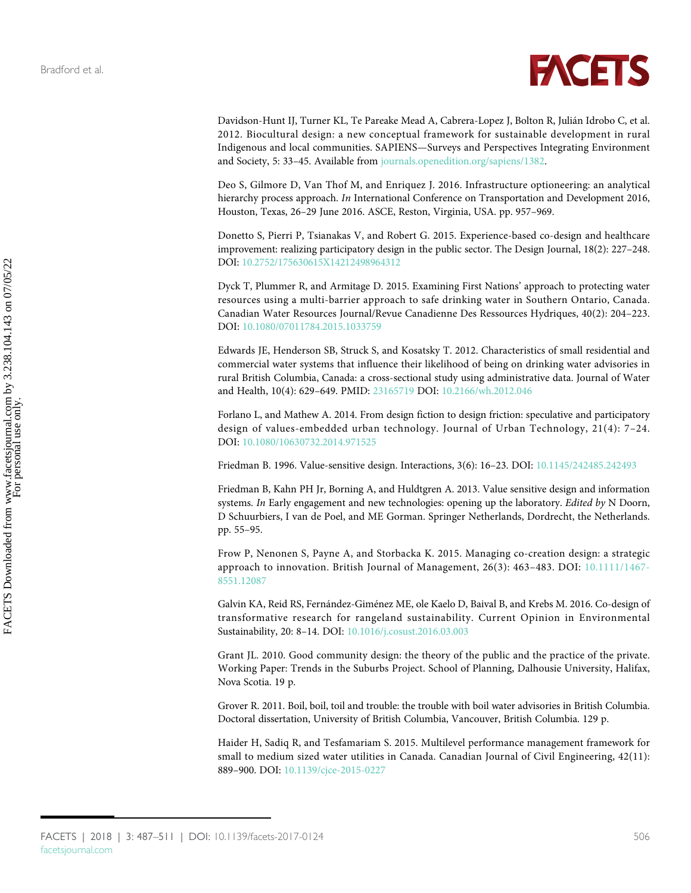Davidson-Hunt IJ, Turner KL, Te Pareake Mead A, Cabrera-Lopez J, Bolton R, Julián Idrobo C, et al. 2012. Biocultural design: a new conceptual framework for sustainable development in rural Indigenous and local communities. SAPIENS—Surveys and Perspectives Integrating Environment and Society, 5: 33–45. Available from journals.openedition.org/sapiens/1382.

Deo S, Gilmore D, Van Thof M, and Enriquez J. 2016. Infrastructure optioneering: an analytical hierarchy process approach. *In* International Conference on Transportation and Development 2016, Houston, Texas, 26–29 June 2016. ASCE, Reston, Virginia, USA. pp. 957–969.

Donetto S, Pierri P, Tsianakas V, and Robert G. 2015. Experience-based co-design and healthcare improvement: realizing participatory design in the public sector. The Design Journal, 18(2): 227–248. DOI: 10.2752/175630615X14212498964312

Dyck T, Plummer R, and Armitage D. 2015. Examining First Nations' approach to protecting water resources using a multi-barrier approach to safe drinking water in Southern Ontario, Canada. Canadian Water Resources Journal/Revue Canadienne Des Ressources Hydriques, 40(2): 204–223. DOI: 10.1080/07011784.2015.1033759

Edwards JE, Henderson SB, Struck S, and Kosatsky T. 2012. Characteristics of small residential and commercial water systems that influence their likelihood of being on drinking water advisories in rural British Columbia, Canada: a cross-sectional study using administrative data. Journal of Water and Health, 10(4): 629–649. PMID: 23165719 DOI: 10.2166/wh.2012.046

Forlano L, and Mathew A. 2014. From design fiction to design friction: speculative and participatory design of values-embedded urban technology. Journal of Urban Technology, 21(4): 7–24. DOI: 10.1080/10630732.2014.971525

Friedman B. 1996. Value-sensitive design. Interactions, 3(6): 16–23. DOI: 10.1145/242485.242493

Friedman B, Kahn PH Jr, Borning A, and Huldtgren A. 2013. Value sensitive design and information systems. *In* Early engagement and new technologies: opening up the laboratory. *Edited by* N Doorn, D Schuurbiers, I van de Poel, and ME Gorman. Springer Netherlands, Dordrecht, the Netherlands. pp. 55–95.

Frow P, Nenonen S, Payne A, and Storbacka K. 2015. Managing co-creation design: a strategic approach to innovation. British Journal of Management, 26(3): 463–483. DOI: 10.1111/1467-8551.12087

Galvin KA, Reid RS, Fernández-Giménez ME, ole Kaelo D, Baival B, and Krebs M. 2016. Co-design of transformative research for rangeland sustainability. Current Opinion in Environmental Sustainability, 20: 8–14. DOI: 10.1016/j.cosust.2016.03.003

Grant JL. 2010. Good community design: the theory of the public and the practice of the private. Working Paper: Trends in the Suburbs Project. School of Planning, Dalhousie University, Halifax, Nova Scotia. 19 p.

Grover R. 2011. Boil, boil, toil and trouble: the trouble with boil water advisories in British Columbia. Doctoral dissertation, University of British Columbia, Vancouver, British Columbia. 129 p.

Haider H, Sadiq R, and Tesfamariam S. 2015. Multilevel performance management framework for small to medium sized water utilities in Canada. Canadian Journal of Civil Engineering, 42(11): 889–900. DOI: 10.1139/cjce-2015-0227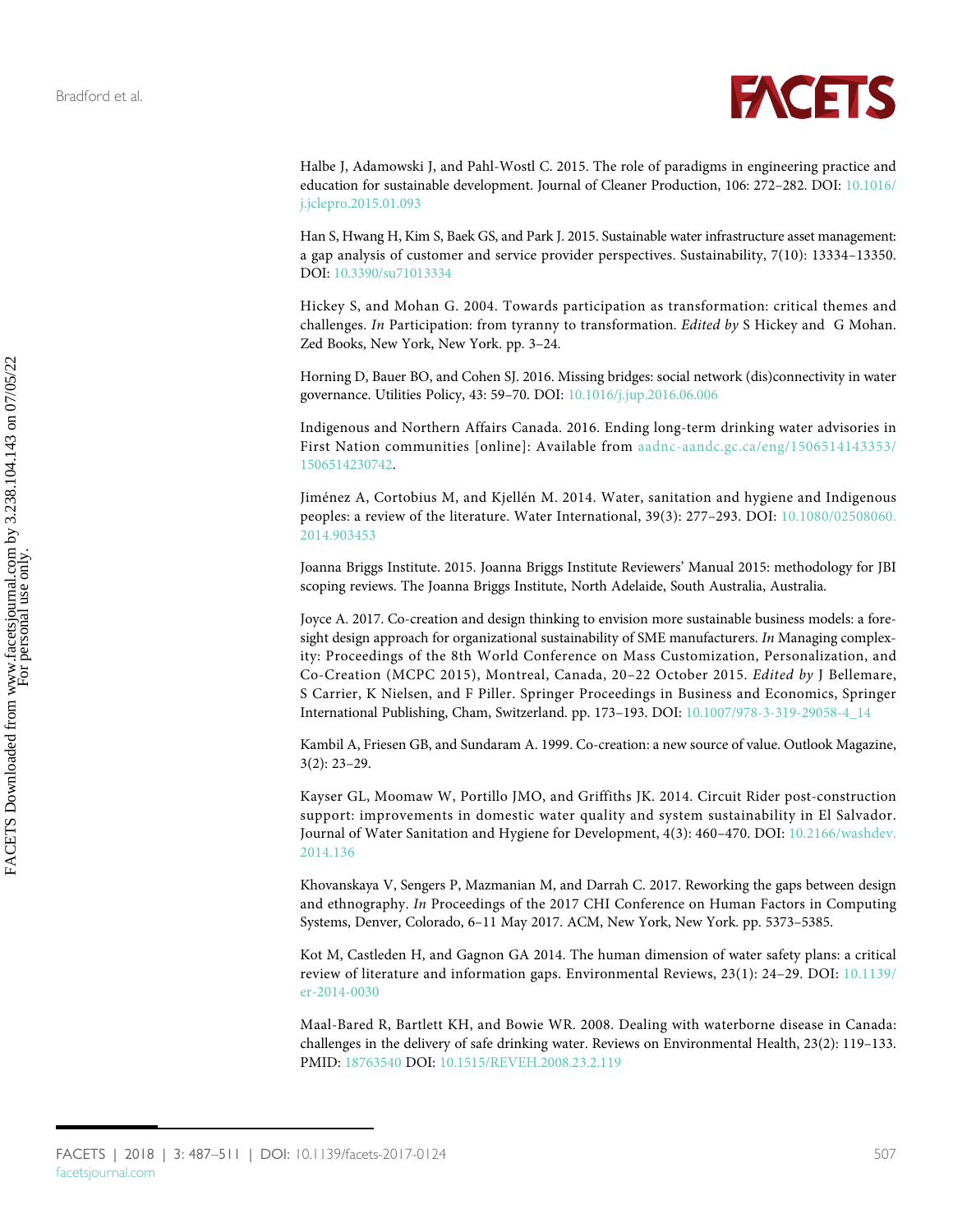Halbe J, Adamowski J, and Pahl-Wostl C. 2015. The role of paradigms in engineering practice and education for sustainable development. Journal of Cleaner Production, 106: 272–282. DOI: 10.1016/j.jclepro.2015.01.093

Han S, Hwang H, Kim S, Baek GS, and Park J. 2015. Sustainable water infrastructure asset management: a gap analysis of customer and service provider perspectives. Sustainability, 7(10): 13334–13350. DOI: 10.3390/su71013334

Hickey S, and Mohan G. 2004. Towards participation as transformation: critical themes and challenges. *In* Participation: from tyranny to transformation. *Edited by* S Hickey and G Mohan. Zed Books, New York, New York. pp. 3–24.

Horning D, Bauer BO, and Cohen SJ. 2016. Missing bridges: social network (dis)connectivity in water governance. Utilities Policy, 43: 59–70. DOI: 10.1016/j.jup.2016.06.006

Indigenous and Northern Affairs Canada. 2016. Ending long-term drinking water advisories in First Nation communities [online]: Available from aadnc-aandc.gc.ca/eng/1506514143353/1506514230742.

Jiménez A, Cortobius M, and Kjellén M. 2014. Water, sanitation and hygiene and Indigenous peoples: a review of the literature. Water International, 39(3): 277–293. DOI: 10.1080/02508060.2014.903453

Joanna Briggs Institute. 2015. Joanna Briggs Institute Reviewers' Manual 2015: methodology for JBI scoping reviews. The Joanna Briggs Institute, North Adelaide, South Australia, Australia.

Joyce A. 2017. Co-creation and design thinking to envision more sustainable business models: a foresight design approach for organizational sustainability of SME manufacturers. *In* Managing complexity: Proceedings of the 8th World Conference on Mass Customization, Personalization, and Co-Creation (MCPC 2015), Montreal, Canada, 20–22 October 2015. *Edited by* J Bellemare, S Carrier, K Nielsen, and F Piller. Springer Proceedings in Business and Economics, Springer International Publishing, Cham, Switzerland. pp. 173–193. DOI: 10.1007/978-3-319-29058-4_14

Kambil A, Friesen GB, and Sundaram A. 1999. Co-creation: a new source of value. Outlook Magazine, 3(2): 23–29.

Kayser GL, Moomaw W, Portillo JMO, and Griffiths JK. 2014. Circuit Rider post-construction support: improvements in domestic water quality and system sustainability in El Salvador. Journal of Water Sanitation and Hygiene for Development, 4(3): 460–470. DOI: 10.2166/washdev.2014.136

Khovanskaya V, Sengers P, Mazmanian M, and Darrah C. 2017. Reworking the gaps between design and ethnography. *In* Proceedings of the 2017 CHI Conference on Human Factors in Computing Systems, Denver, Colorado, 6–11 May 2017. ACM, New York, New York. pp. 5373–5385.

Kot M, Castleden H, and Gagnon GA 2014. The human dimension of water safety plans: a critical review of literature and information gaps. Environmental Reviews, 23(1): 24–29. DOI: 10.1139/er-2014-0030

Maal-Bared R, Bartlett KH, and Bowie WR. 2008. Dealing with waterborne disease in Canada: challenges in the delivery of safe drinking water. Reviews on Environmental Health, 23(2): 119–133. PMID: 18763540 DOI: 10.1515/REVEH.2008.23.2.119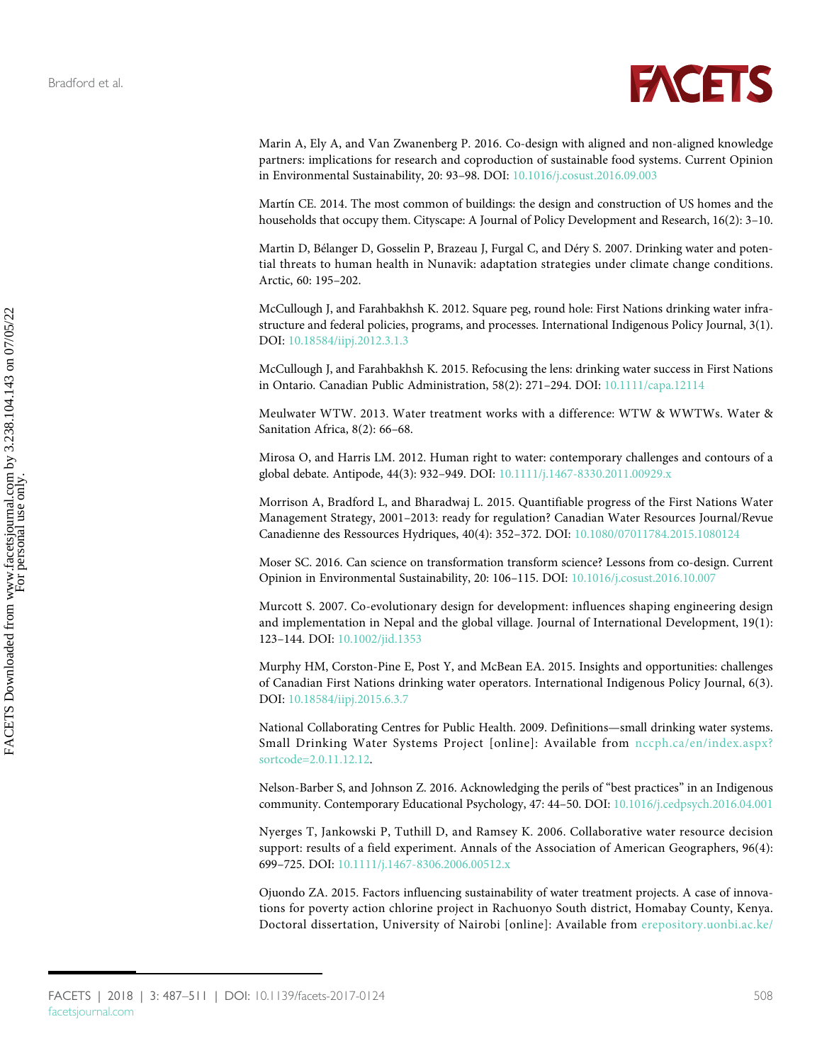Marin A, Ely A, and Van Zwanenberg P. 2016. Co-design with aligned and non-aligned knowledge partners: implications for research and coproduction of sustainable food systems. Current Opinion in Environmental Sustainability, 20: 93–98. DOI: 10.1016/j.cosust.2016.09.003

Martín CE. 2014. The most common of buildings: the design and construction of US homes and the households that occupy them. Cityscape: A Journal of Policy Development and Research, 16(2): 3–10.

Martin D, Bélanger D, Gosselin P, Brazeau J, Furgal C, and Déry S. 2007. Drinking water and potential threats to human health in Nunavik: adaptation strategies under climate change conditions. Arctic, 60: 195–202.

McCullough J, and Farahbakhsh K. 2012. Square peg, round hole: First Nations drinking water infrastructure and federal policies, programs, and processes. International Indigenous Policy Journal, 3(1). DOI: 10.18584/iipj.2012.3.1.3

McCullough J, and Farahbakhsh K. 2015. Refocusing the lens: drinking water success in First Nations in Ontario. Canadian Public Administration, 58(2): 271–294. DOI: 10.1111/capa.12114

Meulwater WTW. 2013. Water treatment works with a difference: WTW & WWTWs. Water & Sanitation Africa, 8(2): 66–68.

Mirosa O, and Harris LM. 2012. Human right to water: contemporary challenges and contours of a global debate. Antipode, 44(3): 932–949. DOI: 10.1111/j.1467-8330.2011.00929.x

Morrison A, Bradford L, and Bharadwaj L. 2015. Quantifiable progress of the First Nations Water Management Strategy, 2001–2013: ready for regulation? Canadian Water Resources Journal/Revue Canadienne des Ressources Hydriques, 40(4): 352–372. DOI: 10.1080/07011784.2015.1080124

Moser SC. 2016. Can science on transformation transform science? Lessons from co-design. Current Opinion in Environmental Sustainability, 20: 106–115. DOI: 10.1016/j.cosust.2016.10.007

Murcott S. 2007. Co-evolutionary design for development: influences shaping engineering design and implementation in Nepal and the global village. Journal of International Development, 19(1): 123–144. DOI: 10.1002/jid.1353

Murphy HM, Corston-Pine E, Post Y, and McBean EA. 2015. Insights and opportunities: challenges of Canadian First Nations drinking water operators. International Indigenous Policy Journal, 6(3). DOI: 10.18584/iipj.2015.6.3.7

National Collaborating Centres for Public Health. 2009. Definitions—small drinking water systems. Small Drinking Water Systems Project [online]: Available from nccph.ca/en/index.aspx?sortcode=2.0.11.12.12.

Nelson-Barber S, and Johnson Z. 2016. Acknowledging the perils of "best practices" in an Indigenous community. Contemporary Educational Psychology, 47: 44–50. DOI: 10.1016/j.cedpsych.2016.04.001

Nyerges T, Jankowski P, Tuthill D, and Ramsey K. 2006. Collaborative water resource decision support: results of a field experiment. Annals of the Association of American Geographers, 96(4): 699–725. DOI: 10.1111/j.1467-8306.2006.00512.x

Ojuondo ZA. 2015. Factors influencing sustainability of water treatment projects. A case of innovations for poverty action chlorine project in Rachuonyo South district, Homabay County, Kenya. Doctoral dissertation, University of Nairobi [online]: Available from erepository.uonbi.ac.ke/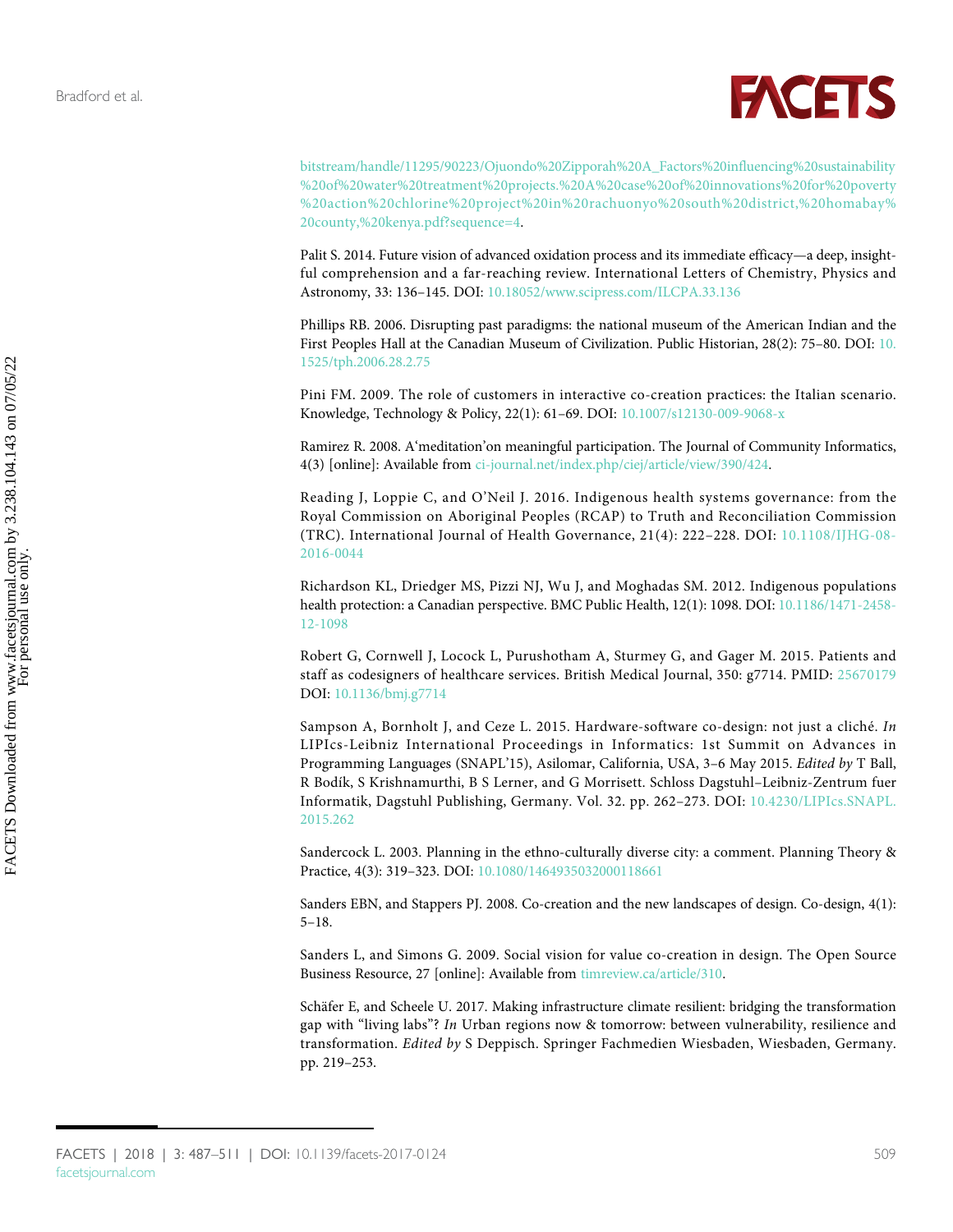bitstream/handle/11295/90223/Ojuondo%20Zipporah%20A_Factors%20influencing%20sustainability%20of%20water%20treatment%20projects.%20A%20case%20of%20innovations%20for%20poverty%20action%20chlorine%20project%20in%20rachuonyo%20south%20district,%20homabay%20county,%20kenya.pdf?sequence=4.

Palit S. 2014. Future vision of advanced oxidation process and its immediate efficacy—a deep, insightful comprehension and a far-reaching review. International Letters of Chemistry, Physics and Astronomy, 33: 136–145. DOI: 10.18052/www.scipress.com/ILCPA.33.136

Phillips RB. 2006. Disrupting past paradigms: the national museum of the American Indian and the First Peoples Hall at the Canadian Museum of Civilization. Public Historian, 28(2): 75–80. DOI: 10.1525/tph.2006.28.2.75

Pini FM. 2009. The role of customers in interactive co-creation practices: the Italian scenario. Knowledge, Technology & Policy, 22(1): 61–69. DOI: 10.1007/s12130-009-9068-x

Ramirez R. 2008. A'meditation'on meaningful participation. The Journal of Community Informatics, 4(3) [online]: Available from ci-journal.net/index.php/ciej/article/view/390/424.

Reading J, Loppie C, and O'Neil J. 2016. Indigenous health systems governance: from the Royal Commission on Aboriginal Peoples (RCAP) to Truth and Reconciliation Commission (TRC). International Journal of Health Governance, 21(4): 222–228. DOI: 10.1108/IJHG-08-2016-0044

Richardson KL, Driedger MS, Pizzi NJ, Wu J, and Moghadas SM. 2012. Indigenous populations health protection: a Canadian perspective. BMC Public Health, 12(1): 1098. DOI: 10.1186/1471-2458-12-1098

Robert G, Cornwell J, Locock L, Purushotham A, Sturmey G, and Gager M. 2015. Patients and staff as codesigners of healthcare services. British Medical Journal, 350: g7714. PMID: 25670179 DOI: 10.1136/bmj.g7714

Sampson A, Bornholt J, and Ceze L. 2015. Hardware-software co-design: not just a cliché. *In* LIPIcs-Leibniz International Proceedings in Informatics: 1st Summit on Advances in Programming Languages (SNAPL'15), Asilomar, California, USA, 3–6 May 2015. *Edited by* T Ball, R Bodík, S Krishnamurthi, B S Lerner, and G Morrisett. Schloss Dagstuhl–Leibniz-Zentrum fuer Informatik, Dagstuhl Publishing, Germany. Vol. 32. pp. 262–273. DOI: 10.4230/LIPIcs.SNAPL.2015.262

Sandercock L. 2003. Planning in the ethno-culturally diverse city: a comment. Planning Theory & Practice, 4(3): 319–323. DOI: 10.1080/1464935032000118661

Sanders EBN, and Stappers PJ. 2008. Co-creation and the new landscapes of design. Co-design, 4(1): 5–18.

Sanders L, and Simons G. 2009. Social vision for value co-creation in design. The Open Source Business Resource, 27 [online]: Available from timreview.ca/article/310.

Schäfer E, and Scheele U. 2017. Making infrastructure climate resilient: bridging the transformation gap with "living labs"? *In* Urban regions now & tomorrow: between vulnerability, resilience and transformation. *Edited by* S Deppisch. Springer Fachmedien Wiesbaden, Wiesbaden, Germany. pp. 219–253.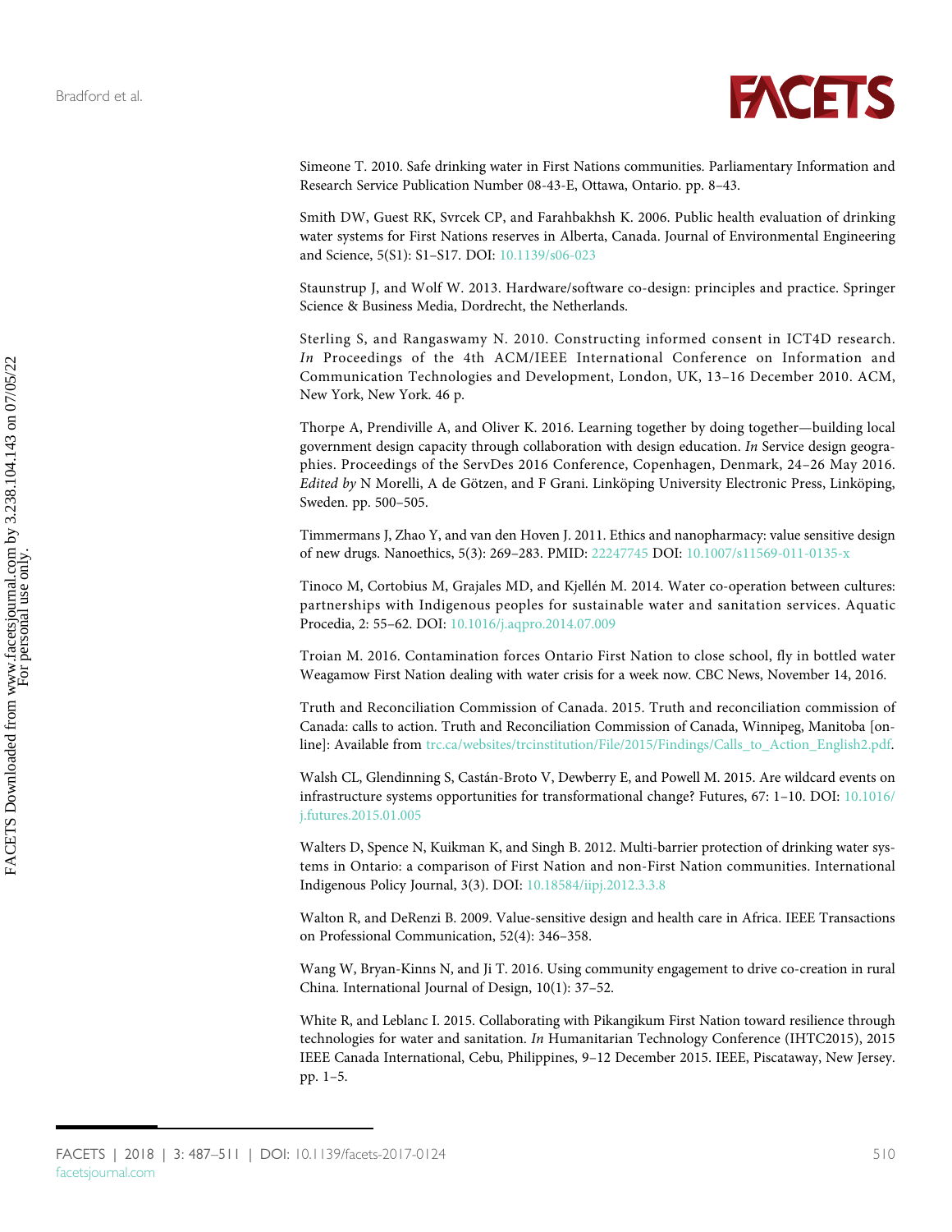Simeone T. 2010. Safe drinking water in First Nations communities. Parliamentary Information and Research Service Publication Number 08-43-E, Ottawa, Ontario. pp. 8–43.

Smith DW, Guest RK, Svrcek CP, and Farahbakhsh K. 2006. Public health evaluation of drinking water systems for First Nations reserves in Alberta, Canada. Journal of Environmental Engineering and Science, 5(S1): S1–S17. DOI: 10.1139/s06-023

Staunstrup J, and Wolf W. 2013. Hardware/software co-design: principles and practice. Springer Science & Business Media, Dordrecht, the Netherlands.

Sterling S, and Rangaswamy N. 2010. Constructing informed consent in ICT4D research. *In* Proceedings of the 4th ACM/IEEE International Conference on Information and Communication Technologies and Development, London, UK, 13–16 December 2010. ACM, New York, New York. 46 p.

Thorpe A, Prendiville A, and Oliver K. 2016. Learning together by doing together—building local government design capacity through collaboration with design education. *In* Service design geographies. Proceedings of the ServDes 2016 Conference, Copenhagen, Denmark, 24–26 May 2016. *Edited by* N Morelli, A de Götzen, and F Grani. Linköping University Electronic Press, Linköping, Sweden. pp. 500–505.

Timmermans J, Zhao Y, and van den Hoven J. 2011. Ethics and nanopharmacy: value sensitive design of new drugs. Nanoethics, 5(3): 269–283. PMID: 22247745 DOI: 10.1007/s11569-011-0135-x

Tinoco M, Cortobius M, Grajales MD, and Kjellén M. 2014. Water co-operation between cultures: partnerships with Indigenous peoples for sustainable water and sanitation services. Aquatic Procedia, 2: 55–62. DOI: 10.1016/j.aqpro.2014.07.009

Troian M. 2016. Contamination forces Ontario First Nation to close school, fly in bottled water Weagamow First Nation dealing with water crisis for a week now. CBC News, November 14, 2016.

Truth and Reconciliation Commission of Canada. 2015. Truth and reconciliation commission of Canada: calls to action. Truth and Reconciliation Commission of Canada, Winnipeg, Manitoba [online]: Available from trc.ca/websites/trcinstitution/File/2015/Findings/Calls_to_Action_English2.pdf.

Walsh CL, Glendinning S, Castán-Broto V, Dewberry E, and Powell M. 2015. Are wildcard events on infrastructure systems opportunities for transformational change? Futures, 67: 1–10. DOI: 10.1016/j.futures.2015.01.005

Walters D, Spence N, Kuikman K, and Singh B. 2012. Multi-barrier protection of drinking water systems in Ontario: a comparison of First Nation and non-First Nation communities. International Indigenous Policy Journal, 3(3). DOI: 10.18584/iipj.2012.3.3.8

Walton R, and DeRenzi B. 2009. Value-sensitive design and health care in Africa. IEEE Transactions on Professional Communication, 52(4): 346–358.

Wang W, Bryan-Kinns N, and Ji T. 2016. Using community engagement to drive co-creation in rural China. International Journal of Design, 10(1): 37–52.

White R, and Leblanc I. 2015. Collaborating with Pikangikum First Nation toward resilience through technologies for water and sanitation. *In* Humanitarian Technology Conference (IHTC2015), 2015 IEEE Canada International, Cebu, Philippines, 9–12 December 2015. IEEE, Piscataway, New Jersey. pp. 1–5.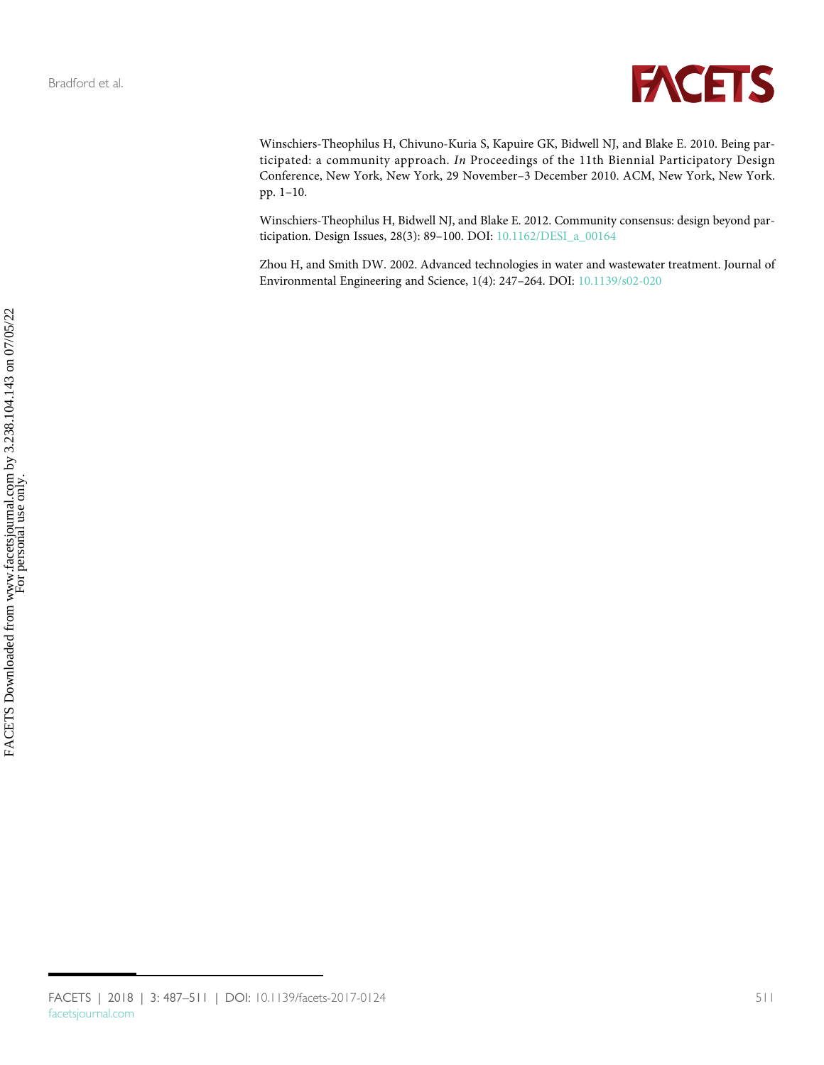Winschiers-Theophilus H, Chivuno-Kuria S, Kapuire GK, Bidwell NJ, and Blake E. 2010. Being participated: a community approach. *In* Proceedings of the 11th Biennial Participatory Design Conference, New York, New York, 29 November–3 December 2010. ACM, New York, New York. pp. 1–10.

Winschiers-Theophilus H, Bidwell NJ, and Blake E. 2012. Community consensus: design beyond participation. Design Issues, 28(3): 89–100. DOI: 10.1162/DESI_a_00164

Zhou H, and Smith DW. 2002. Advanced technologies in water and wastewater treatment. Journal of Environmental Engineering and Science, 1(4): 247–264. DOI: 10.1139/s02-020